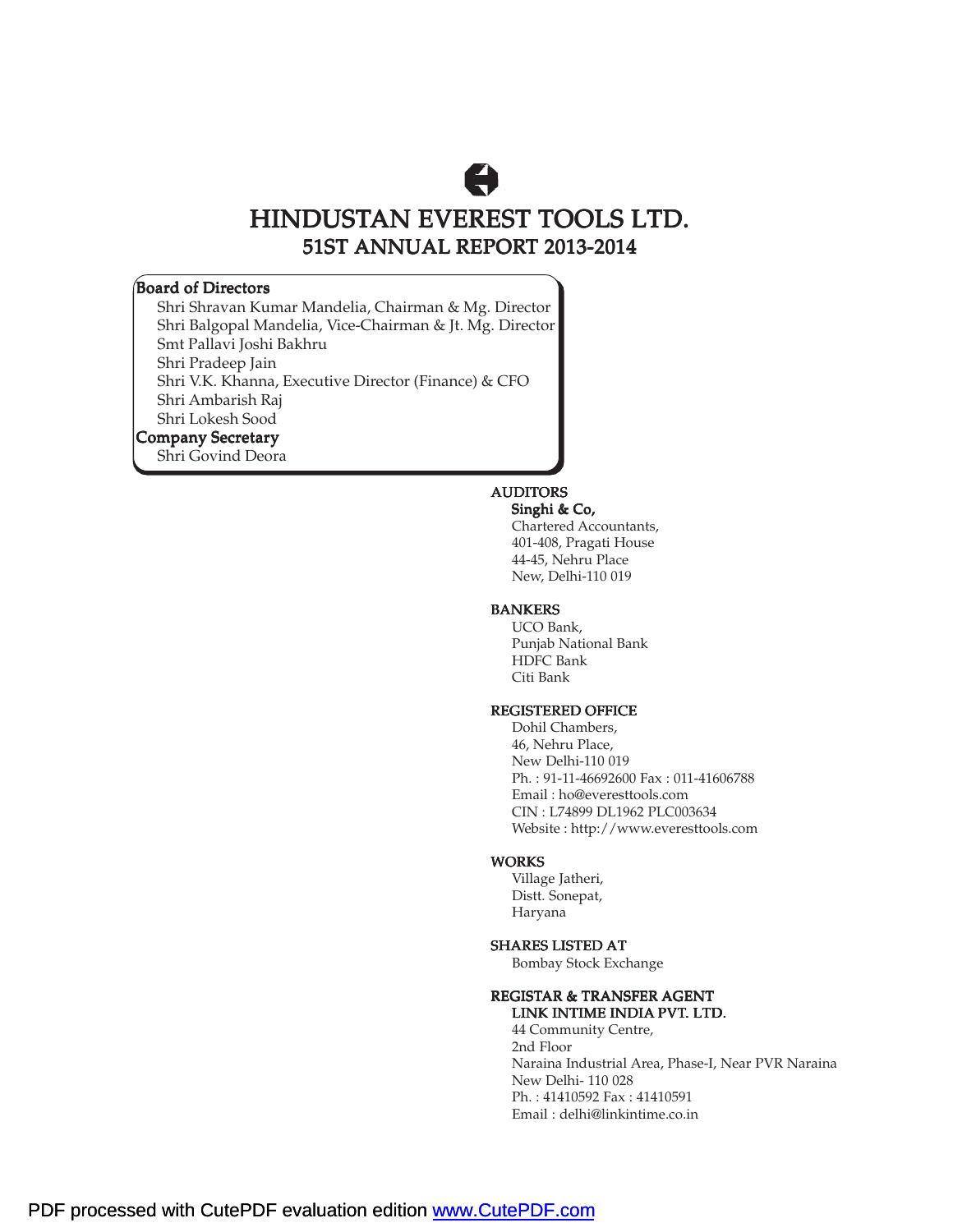# HINDUSTAN EVEREST TOOLS LTD.

## 51ST ANNUAL REPORT 2013-2014

**Board of Directors**

Shri Shravan Kumar Mandelia, Chairman & Mg. Director
Shri Balgopal Mandelia, Vice-Chairman & Jt. Mg. Director
Smt Pallavi Joshi Bakhru
Shri Pradeep Jain
Shri V.K. Khanna, Executive Director (Finance) & CFO
Shri Ambarish Raj
Shri Lokesh Sood

**Company Secretary**

Shri Govind Deora

**AUDITORS**

**Singhi & Co,**
Chartered Accountants,
401-408, Pragati House
44-45, Nehru Place
New, Delhi-110 019

**BANKERS**

UCO Bank,
Punjab National Bank
HDFC Bank
Citi Bank

**REGISTERED OFFICE**

Dohil Chambers,
46, Nehru Place,
New Delhi-110 019
Ph. : 91-11-46692600 Fax : 011-41606788
Email : ho@everesttools.com
CIN : L74899 DL1962 PLC003634
Website : http://www.everesttools.com

**WORKS**

Village Jatheri,
Distt. Sonepat,
Haryana

**SHARES LISTED AT**

Bombay Stock Exchange

**REGISTAR & TRANSFER AGENT**

**LINK INTIME INDIA PVT. LTD.**
44 Community Centre,
2nd Floor
Naraina Industrial Area, Phase-I, Near PVR Naraina
New Delhi- 110 028
Ph. : 41410592 Fax : 41410591
Email : delhi@linkintime.co.in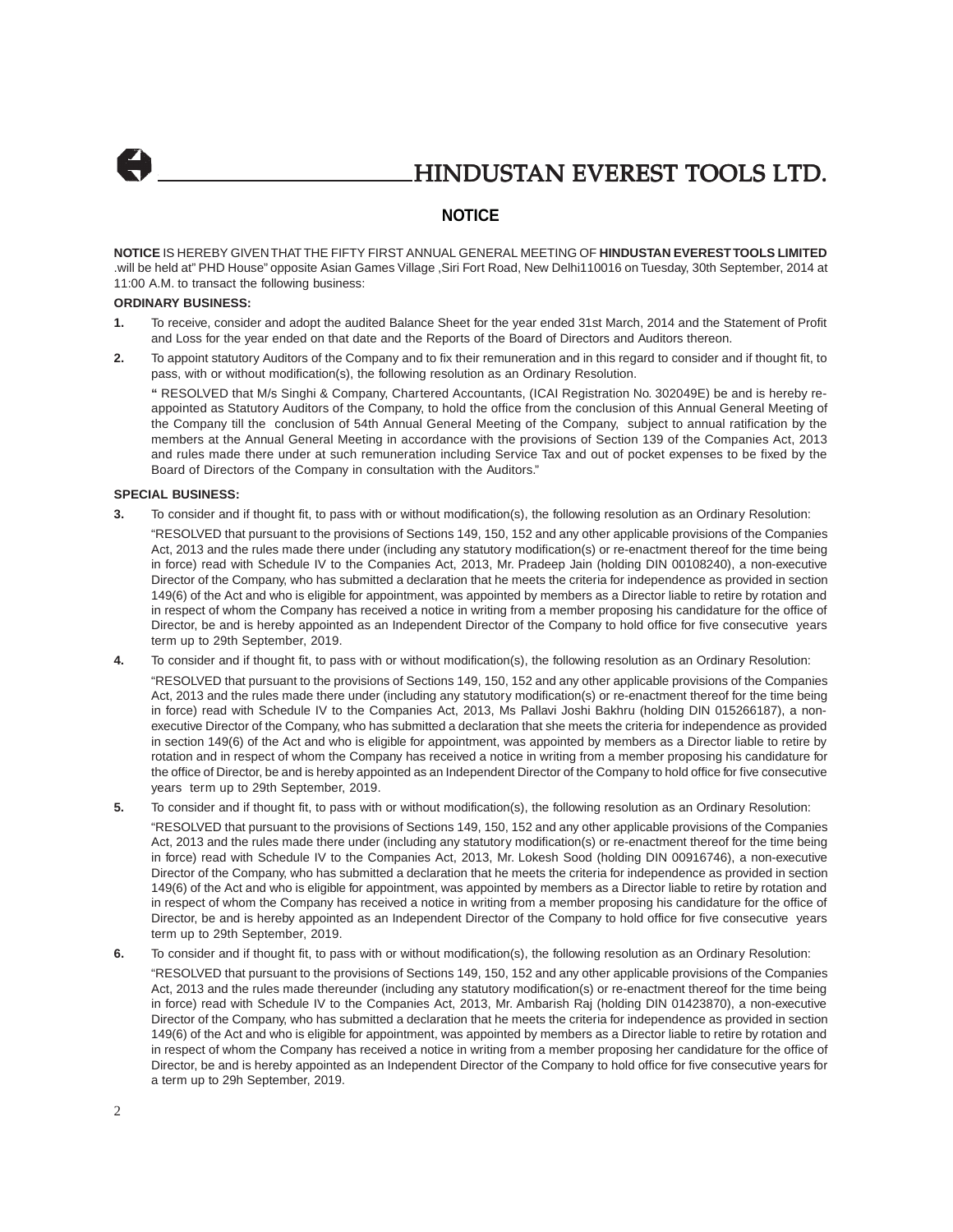# NOTICE

**NOTICE** IS HEREBY GIVEN THAT THE FIFTY FIRST ANNUAL GENERAL MEETING OF **HINDUSTAN EVEREST TOOLS LIMITED** .will be held at" PHD House" opposite Asian Games Village ,Siri Fort Road, New Delhi110016 on Tuesday, 30th September, 2014 at 11:00 A.M. to transact the following business:

**ORDINARY BUSINESS:**

**1.** To receive, consider and adopt the audited Balance Sheet for the year ended 31st March, 2014 and the Statement of Profit and Loss for the year ended on that date and the Reports of the Board of Directors and Auditors thereon.

**2.** To appoint statutory Auditors of the Company and to fix their remuneration and in this regard to consider and if thought fit, to pass, with or without modification(s), the following resolution as an Ordinary Resolution.

**"** RESOLVED that M/s Singhi & Company, Chartered Accountants, (ICAI Registration No. 302049E) be and is hereby re-appointed as Statutory Auditors of the Company, to hold the office from the conclusion of this Annual General Meeting of the Company till the conclusion of 54th Annual General Meeting of the Company, subject to annual ratification by the members at the Annual General Meeting in accordance with the provisions of Section 139 of the Companies Act, 2013 and rules made there under at such remuneration including Service Tax and out of pocket expenses to be fixed by the Board of Directors of the Company in consultation with the Auditors."

**SPECIAL BUSINESS:**

**3.** To consider and if thought fit, to pass with or without modification(s), the following resolution as an Ordinary Resolution:

"RESOLVED that pursuant to the provisions of Sections 149, 150, 152 and any other applicable provisions of the Companies Act, 2013 and the rules made there under (including any statutory modification(s) or re-enactment thereof for the time being in force) read with Schedule IV to the Companies Act, 2013, Mr. Pradeep Jain (holding DIN 00108240), a non-executive Director of the Company, who has submitted a declaration that he meets the criteria for independence as provided in section 149(6) of the Act and who is eligible for appointment, was appointed by members as a Director liable to retire by rotation and in respect of whom the Company has received a notice in writing from a member proposing his candidature for the office of Director, be and is hereby appointed as an Independent Director of the Company to hold office for five consecutive years term up to 29th September, 2019.

**4.** To consider and if thought fit, to pass with or without modification(s), the following resolution as an Ordinary Resolution:

"RESOLVED that pursuant to the provisions of Sections 149, 150, 152 and any other applicable provisions of the Companies Act, 2013 and the rules made there under (including any statutory modification(s) or re-enactment thereof for the time being in force) read with Schedule IV to the Companies Act, 2013, Ms Pallavi Joshi Bakhru (holding DIN 015266187), a non-executive Director of the Company, who has submitted a declaration that she meets the criteria for independence as provided in section 149(6) of the Act and who is eligible for appointment, was appointed by members as a Director liable to retire by rotation and in respect of whom the Company has received a notice in writing from a member proposing his candidature for the office of Director, be and is hereby appointed as an Independent Director of the Company to hold office for five consecutive years term up to 29th September, 2019.

**5.** To consider and if thought fit, to pass with or without modification(s), the following resolution as an Ordinary Resolution:

"RESOLVED that pursuant to the provisions of Sections 149, 150, 152 and any other applicable provisions of the Companies Act, 2013 and the rules made there under (including any statutory modification(s) or re-enactment thereof for the time being in force) read with Schedule IV to the Companies Act, 2013, Mr. Lokesh Sood (holding DIN 00916746), a non-executive Director of the Company, who has submitted a declaration that he meets the criteria for independence as provided in section 149(6) of the Act and who is eligible for appointment, was appointed by members as a Director liable to retire by rotation and in respect of whom the Company has received a notice in writing from a member proposing his candidature for the office of Director, be and is hereby appointed as an Independent Director of the Company to hold office for five consecutive years term up to 29th September, 2019.

**6.** To consider and if thought fit, to pass with or without modification(s), the following resolution as an Ordinary Resolution:

"RESOLVED that pursuant to the provisions of Sections 149, 150, 152 and any other applicable provisions of the Companies Act, 2013 and the rules made thereunder (including any statutory modification(s) or re-enactment thereof for the time being in force) read with Schedule IV to the Companies Act, 2013, Mr. Ambarish Raj (holding DIN 01423870), a non-executive Director of the Company, who has submitted a declaration that he meets the criteria for independence as provided in section 149(6) of the Act and who is eligible for appointment, was appointed by members as a Director liable to retire by rotation and in respect of whom the Company has received a notice in writing from a member proposing her candidature for the office of Director, be and is hereby appointed as an Independent Director of the Company to hold office for five consecutive years for a term up to 29h September, 2019.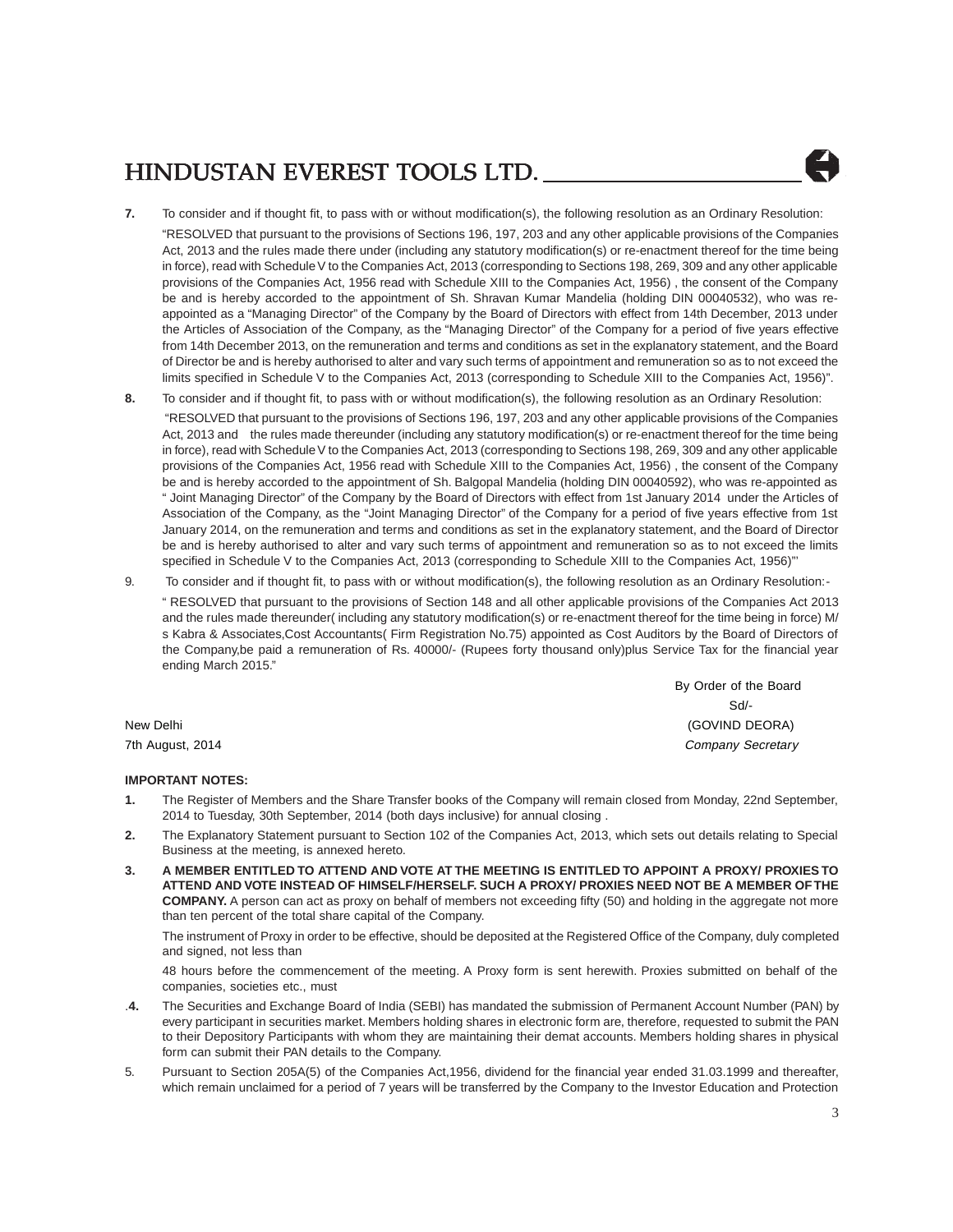**7.** To consider and if thought fit, to pass with or without modification(s), the following resolution as an Ordinary Resolution:

"RESOLVED that pursuant to the provisions of Sections 196, 197, 203 and any other applicable provisions of the Companies Act, 2013 and the rules made there under (including any statutory modification(s) or re-enactment thereof for the time being in force), read with Schedule V to the Companies Act, 2013 (corresponding to Sections 198, 269, 309 and any other applicable provisions of the Companies Act, 1956 read with Schedule XIII to the Companies Act, 1956) , the consent of the Company be and is hereby accorded to the appointment of Sh. Shravan Kumar Mandelia (holding DIN 00040532), who was re-appointed as a "Managing Director" of the Company by the Board of Directors with effect from 14th December, 2013 under the Articles of Association of the Company, as the "Managing Director" of the Company for a period of five years effective from 14th December 2013, on the remuneration and terms and conditions as set in the explanatory statement, and the Board of Director be and is hereby authorised to alter and vary such terms of appointment and remuneration so as to not exceed the limits specified in Schedule V to the Companies Act, 2013 (corresponding to Schedule XIII to the Companies Act, 1956)".

**8.** To consider and if thought fit, to pass with or without modification(s), the following resolution as an Ordinary Resolution:

"RESOLVED that pursuant to the provisions of Sections 196, 197, 203 and any other applicable provisions of the Companies Act, 2013 and the rules made thereunder (including any statutory modification(s) or re-enactment thereof for the time being in force), read with Schedule V to the Companies Act, 2013 (corresponding to Sections 198, 269, 309 and any other applicable provisions of the Companies Act, 1956 read with Schedule XIII to the Companies Act, 1956) , the consent of the Company be and is hereby accorded to the appointment of Sh. Balgopal Mandelia (holding DIN 00040592), who was re-appointed as " Joint Managing Director" of the Company by the Board of Directors with effect from 1st January 2014 under the Articles of Association of the Company, as the "Joint Managing Director" of the Company for a period of five years effective from 1st January 2014, on the remuneration and terms and conditions as set in the explanatory statement, and the Board of Director be and is hereby authorised to alter and vary such terms of appointment and remuneration so as to not exceed the limits specified in Schedule V to the Companies Act, 2013 (corresponding to Schedule XIII to the Companies Act, 1956)"'

9. To consider and if thought fit, to pass with or without modification(s), the following resolution as an Ordinary Resolution:-

" RESOLVED that pursuant to the provisions of Section 148 and all other applicable provisions of the Companies Act 2013 and the rules made thereunder( including any statutory modification(s) or re-enactment thereof for the time being in force) M/s Kabra & Associates,Cost Accountants( Firm Registration No.75) appointed as Cost Auditors by the Board of Directors of the Company,be paid a remuneration of Rs. 40000/- (Rupees forty thousand only)plus Service Tax for the financial year ending March 2015."

By Order of the Board
Sd/-
(GOVIND DEORA)
*Company Secretary*

New Delhi
7th August, 2014

**IMPORTANT NOTES:**

**1.** The Register of Members and the Share Transfer books of the Company will remain closed from Monday, 22nd September, 2014 to Tuesday, 30th September, 2014 (both days inclusive) for annual closing .

**2.** The Explanatory Statement pursuant to Section 102 of the Companies Act, 2013, which sets out details relating to Special Business at the meeting, is annexed hereto.

**3.** **A MEMBER ENTITLED TO ATTEND AND VOTE AT THE MEETING IS ENTITLED TO APPOINT A PROXY/ PROXIES TO ATTEND AND VOTE INSTEAD OF HIMSELF/HERSELF. SUCH A PROXY/ PROXIES NEED NOT BE A MEMBER OF THE COMPANY.** A person can act as proxy on behalf of members not exceeding fifty (50) and holding in the aggregate not more than ten percent of the total share capital of the Company.

The instrument of Proxy in order to be effective, should be deposited at the Registered Office of the Company, duly completed and signed, not less than

48 hours before the commencement of the meeting. A Proxy form is sent herewith. Proxies submitted on behalf of the companies, societies etc., must

.**4.** The Securities and Exchange Board of India (SEBI) has mandated the submission of Permanent Account Number (PAN) by every participant in securities market. Members holding shares in electronic form are, therefore, requested to submit the PAN to their Depository Participants with whom they are maintaining their demat accounts. Members holding shares in physical form can submit their PAN details to the Company.

5. Pursuant to Section 205A(5) of the Companies Act,1956, dividend for the financial year ended 31.03.1999 and thereafter, which remain unclaimed for a period of 7 years will be transferred by the Company to the Investor Education and Protection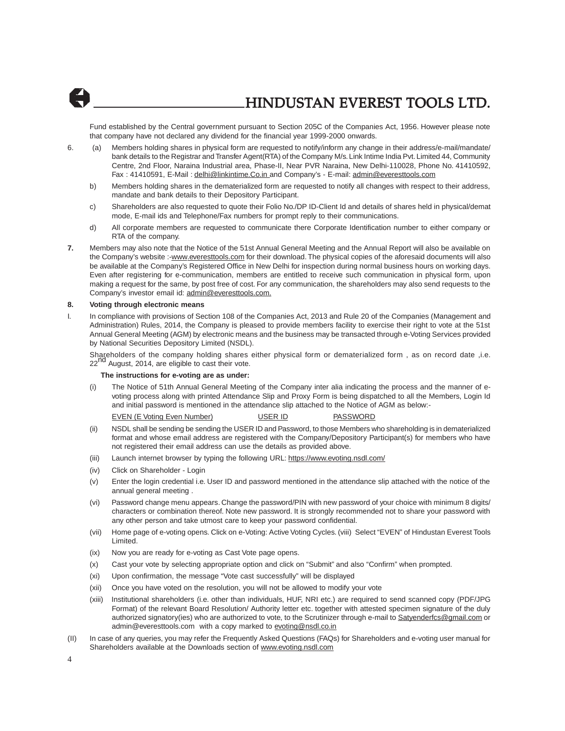Fund established by the Central government pursuant to Section 205C of the Companies Act, 1956. However please note that company have not declared any dividend for the financial year 1999-2000 onwards.

6. (a) Members holding shares in physical form are requested to notify/inform any change in their address/e-mail/mandate/ bank details to the Registrar and Transfer Agent(RTA) of the Company M/s. Link Intime India Pvt. Limited 44, Community Centre, 2nd Floor, Naraina Industrial area, Phase-II, Near PVR Naraina, New Delhi-110028, Phone No. 41410592, Fax : 41410591, E-Mail : delhi@linkintime.Co.in and Company's - E-mail: admin@everesttools.com

   b) Members holding shares in the dematerialized form are requested to notify all changes with respect to their address, mandate and bank details to their Depository Participant.

   c) Shareholders are also requested to quote their Folio No./DP ID-Client Id and details of shares held in physical/demat mode, E-mail ids and Telephone/Fax numbers for prompt reply to their communications.

   d) All corporate members are requested to communicate there Corporate Identification number to either company or RTA of the company.

**7.** Members may also note that the Notice of the 51st Annual General Meeting and the Annual Report will also be available on the Company's website :-www.everesttools.com for their download. The physical copies of the aforesaid documents will also be available at the Company's Registered Office in New Delhi for inspection during normal business hours on working days. Even after registering for e-communication, members are entitled to receive such communication in physical form, upon making a request for the same, by post free of cost. For any communication, the shareholders may also send requests to the Company's investor email id: admin@everesttools.com.

**8. Voting through electronic means**

I. In compliance with provisions of Section 108 of the Companies Act, 2013 and Rule 20 of the Companies (Management and Administration) Rules, 2014, the Company is pleased to provide members facility to exercise their right to vote at the 51st Annual General Meeting (AGM) by electronic means and the business may be transacted through e-Voting Services provided by National Securities Depository Limited (NSDL).

Shareholders of the company holding shares either physical form or dematerialized form , as on record date ,i.e. 22nd August, 2014, are eligible to cast their vote.

**The instructions for e-voting are as under:**

(i) The Notice of 51th Annual General Meeting of the Company inter alia indicating the process and the manner of e-voting process along with printed Attendance Slip and Proxy Form is being dispatched to all the Members, Login Id and initial password is mentioned in the attendance slip attached to the Notice of AGM as below:-

| EVEN (E Voting Even Number) | USER ID | PASSWORD |
|---|---|---|

(ii) NSDL shall be sending be sending the USER ID and Password, to those Members who shareholding is in dematerialized format and whose email address are registered with the Company/Depository Participant(s) for members who have not registered their email address can use the details as provided above.

(iii) Launch internet browser by typing the following URL: https://www.evoting.nsdl.com/

(iv) Click on Shareholder - Login

(v) Enter the login credential i.e. User ID and password mentioned in the attendance slip attached with the notice of the annual general meeting .

(vi) Password change menu appears. Change the password/PIN with new password of your choice with minimum 8 digits/ characters or combination thereof. Note new password. It is strongly recommended not to share your password with any other person and take utmost care to keep your password confidential.

(vii) Home page of e-voting opens. Click on e-Voting: Active Voting Cycles. (viii) Select "EVEN" of Hindustan Everest Tools Limited.

(ix) Now you are ready for e-voting as Cast Vote page opens.

(x) Cast your vote by selecting appropriate option and click on "Submit" and also "Confirm" when prompted.

(xi) Upon confirmation, the message "Vote cast successfully" will be displayed

(xii) Once you have voted on the resolution, you will not be allowed to modify your vote

(xiii) Institutional shareholders (i.e. other than individuals, HUF, NRI etc.) are required to send scanned copy (PDF/JPG Format) of the relevant Board Resolution/ Authority letter etc. together with attested specimen signature of the duly authorized signatory(ies) who are authorized to vote, to the Scrutinizer through e-mail to Satyenderfcs@gmail.com or admin@everesttools.com with a copy marked to evoting@nsdl.co.in

(II) In case of any queries, you may refer the Frequently Asked Questions (FAQs) for Shareholders and e-voting user manual for Shareholders available at the Downloads section of www.evoting.nsdl.com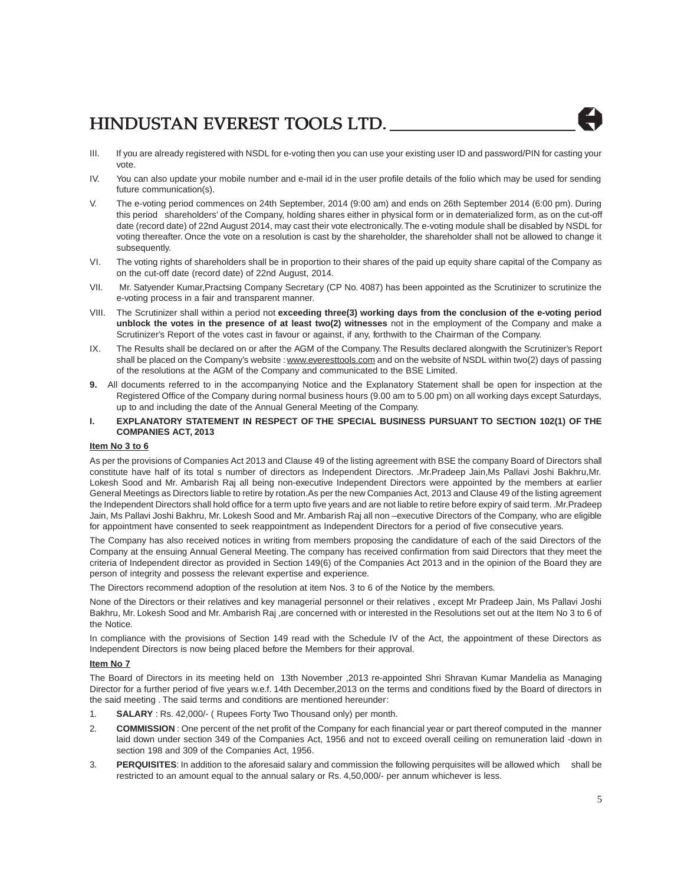III. If you are already registered with NSDL for e-voting then you can use your existing user ID and password/PIN for casting your vote.

IV. You can also update your mobile number and e-mail id in the user profile details of the folio which may be used for sending future communication(s).

V. The e-voting period commences on 24th September, 2014 (9:00 am) and ends on 26th September 2014 (6:00 pm). During this period shareholders' of the Company, holding shares either in physical form or in dematerialized form, as on the cut-off date (record date) of 22nd August 2014, may cast their vote electronically. The e-voting module shall be disabled by NSDL for voting thereafter. Once the vote on a resolution is cast by the shareholder, the shareholder shall not be allowed to change it subsequently.

VI. The voting rights of shareholders shall be in proportion to their shares of the paid up equity share capital of the Company as on the cut-off date (record date) of 22nd August, 2014.

VII. Mr. Satyender Kumar,Practsing Company Secretary (CP No. 4087) has been appointed as the Scrutinizer to scrutinize the e-voting process in a fair and transparent manner.

VIII. The Scrutinizer shall within a period not **exceeding three(3) working days from the conclusion of the e-voting period unblock the votes in the presence of at least two(2) witnesses** not in the employment of the Company and make a Scrutinizer's Report of the votes cast in favour or against, if any, forthwith to the Chairman of the Company.

IX. The Results shall be declared on or after the AGM of the Company. The Results declared alongwith the Scrutinizer's Report shall be placed on the Company's website : www.everesttools.com and on the website of NSDL within two(2) days of passing of the resolutions at the AGM of the Company and communicated to the BSE Limited.

**9.** All documents referred to in the accompanying Notice and the Explanatory Statement shall be open for inspection at the Registered Office of the Company during normal business hours (9.00 am to 5.00 pm) on all working days except Saturdays, up to and including the date of the Annual General Meeting of the Company.

## I. EXPLANATORY STATEMENT IN RESPECT OF THE SPECIAL BUSINESS PURSUANT TO SECTION 102(1) OF THE COMPANIES ACT, 2013

**Item No 3 to 6**

As per the provisions of Companies Act 2013 and Clause 49 of the listing agreement with BSE the company Board of Directors shall constitute have half of its total s number of directors as Independent Directors. .Mr.Pradeep Jain,Ms Pallavi Joshi Bakhru,Mr. Lokesh Sood and Mr. Ambarish Raj all being non-executive Independent Directors were appointed by the members at earlier General Meetings as Directors liable to retire by rotation.As per the new Companies Act, 2013 and Clause 49 of the listing agreement the Independent Directors shall hold office for a term upto five years and are not liable to retire before expiry of said term. .Mr.Pradeep Jain, Ms Pallavi Joshi Bakhru, Mr. Lokesh Sood and Mr. Ambarish Raj all non –executive Directors of the Company, who are eligible for appointment have consented to seek reappointment as Independent Directors for a period of five consecutive years.

The Company has also received notices in writing from members proposing the candidature of each of the said Directors of the Company at the ensuing Annual General Meeting. The company has received confirmation from said Directors that they meet the criteria of Independent director as provided in Section 149(6) of the Companies Act 2013 and in the opinion of the Board they are person of integrity and possess the relevant expertise and experience.

The Directors recommend adoption of the resolution at item Nos. 3 to 6 of the Notice by the members.

None of the Directors or their relatives and key managerial personnel or their relatives , except Mr Pradeep Jain, Ms Pallavi Joshi Bakhru, Mr. Lokesh Sood and Mr. Ambarish Raj ,are concerned with or interested in the Resolutions set out at the Item No 3 to 6 of the Notice.

In compliance with the provisions of Section 149 read with the Schedule IV of the Act, the appointment of these Directors as Independent Directors is now being placed before the Members for their approval.

**Item No 7**

The Board of Directors in its meeting held on 13th November ,2013 re-appointed Shri Shravan Kumar Mandelia as Managing Director for a further period of five years w.e.f. 14th December,2013 on the terms and conditions fixed by the Board of directors in the said meeting . The said terms and conditions are mentioned hereunder:

1. **SALARY** : Rs. 42,000/- ( Rupees Forty Two Thousand only) per month.
2. **COMMISSION** : One percent of the net profit of the Company for each financial year or part thereof computed in the manner laid down under section 349 of the Companies Act, 1956 and not to exceed overall ceiling on remuneration laid -down in section 198 and 309 of the Companies Act, 1956.
3. **PERQUISITES**: In addition to the aforesaid salary and commission the following perquisites will be allowed which shall be restricted to an amount equal to the annual salary or Rs. 4,50,000/- per annum whichever is less.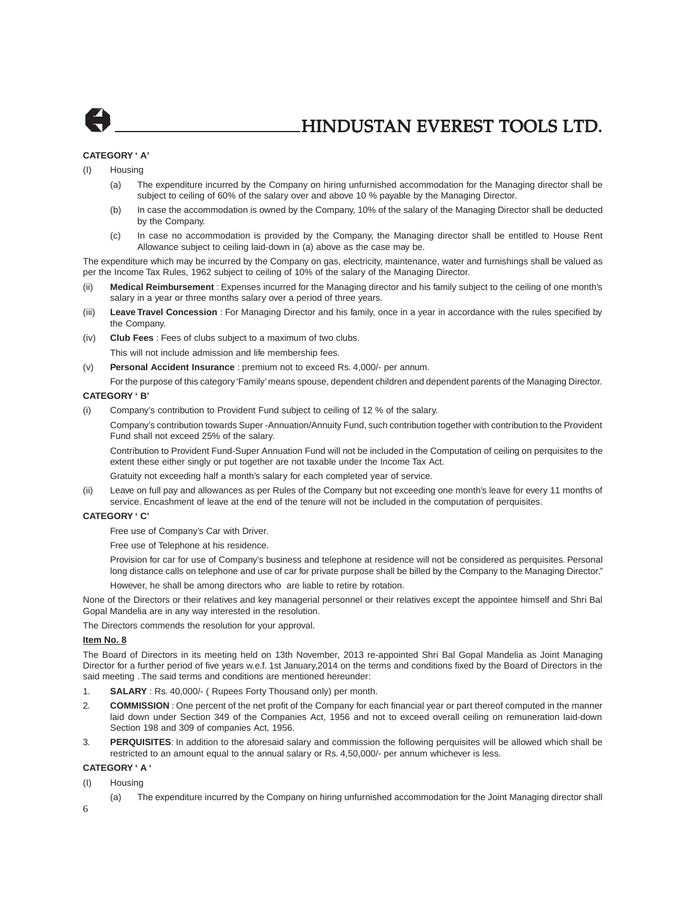**CATEGORY ' A'**

(I) Housing

(a) The expenditure incurred by the Company on hiring unfurnished accommodation for the Managing director shall be subject to ceiling of 60% of the salary over and above 10 % payable by the Managing Director.

(b) In case the accommodation is owned by the Company, 10% of the salary of the Managing Director shall be deducted by the Company.

(c) In case no accommodation is provided by the Company, the Managing director shall be entitled to House Rent Allowance subject to ceiling laid-down in (a) above as the case may be.

The expenditure which may be incurred by the Company on gas, electricity, maintenance, water and furnishings shall be valued as per the Income Tax Rules, 1962 subject to ceiling of 10% of the salary of the Managing Director.

(ii) **Medical Reimbursement** : Expenses incurred for the Managing director and his family subject to the ceiling of one month's salary in a year or three months salary over a period of three years.

(iii) **Leave Travel Concession** : For Managing Director and his family, once in a year in accordance with the rules specified by the Company.

(iv) **Club Fees** : Fees of clubs subject to a maximum of two clubs.

This will not include admission and life membership fees.

(v) **Personal Accident Insurance** : premium not to exceed Rs. 4,000/- per annum.

For the purpose of this category 'Family' means spouse, dependent children and dependent parents of the Managing Director.

**CATEGORY ' B'**

(i) Company's contribution to Provident Fund subject to ceiling of 12 % of the salary.

Company's contribution towards Super -Annuation/Annuity Fund, such contribution together with contribution to the Provident Fund shall not exceed 25% of the salary.

Contribution to Provident Fund-Super Annuation Fund will not be included in the Computation of ceiling on perquisites to the extent these either singly or put together are not taxable under the Income Tax Act.

Gratuity not exceeding half a month's salary for each completed year of service.

(ii) Leave on full pay and allowances as per Rules of the Company but not exceeding one month's leave for every 11 months of service. Encashment of leave at the end of the tenure will not be included in the computation of perquisites.

**CATEGORY ' C'**

Free use of Company's Car with Driver.

Free use of Telephone at his residence.

Provision for car for use of Company's business and telephone at residence will not be considered as perquisites. Personal long distance calls on telephone and use of car for private purpose shall be billed by the Company to the Managing Director."

However, he shall be among directors who are liable to retire by rotation.

None of the Directors or their relatives and key managerial personnel or their relatives except the appointee himself and Shri Bal Gopal Mandelia are in any way interested in the resolution.

The Directors commends the resolution for your approval.

**Item No. 8**

The Board of Directors in its meeting held on 13th November, 2013 re-appointed Shri Bal Gopal Mandelia as Joint Managing Director for a further period of five years w.e.f. 1st January,2014 on the terms and conditions fixed by the Board of Directors in the said meeting . The said terms and conditions are mentioned hereunder:

1. **SALARY** : Rs. 40,000/- ( Rupees Forty Thousand only) per month.
2. **COMMISSION** : One percent of the net profit of the Company for each financial year or part thereof computed in the manner laid down under Section 349 of the Companies Act, 1956 and not to exceed overall ceiling on remuneration laid-down Section 198 and 309 of companies Act, 1956.
3. **PERQUISITES**: In addition to the aforesaid salary and commission the following perquisites will be allowed which shall be restricted to an amount equal to the annual salary or Rs. 4,50,000/- per annum whichever is less.

**CATEGORY ' A '**

(I) Housing

(a) The expenditure incurred by the Company on hiring unfurnished accommodation for the Joint Managing director shall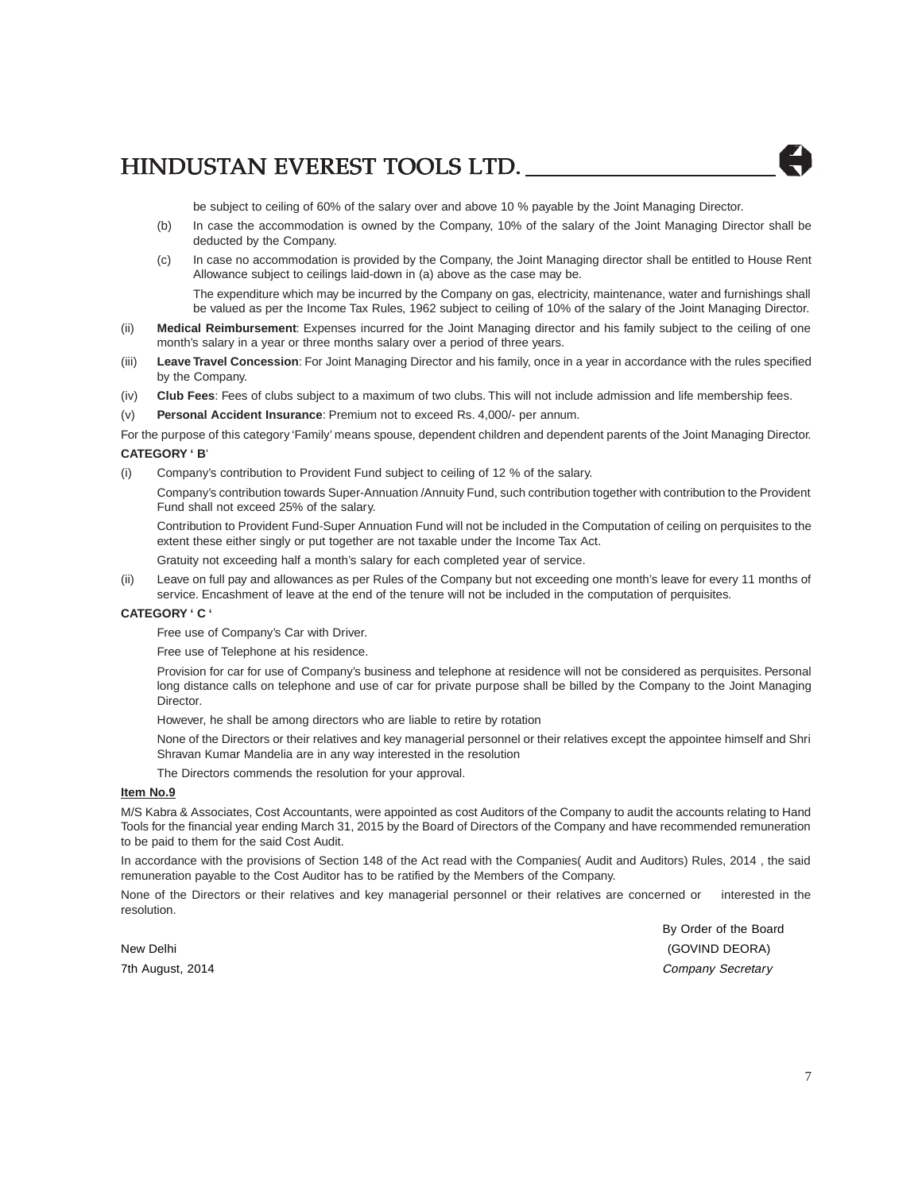be subject to ceiling of 60% of the salary over and above 10 % payable by the Joint Managing Director.

(b) In case the accommodation is owned by the Company, 10% of the salary of the Joint Managing Director shall be deducted by the Company.

(c) In case no accommodation is provided by the Company, the Joint Managing director shall be entitled to House Rent Allowance subject to ceilings laid-down in (a) above as the case may be.

The expenditure which may be incurred by the Company on gas, electricity, maintenance, water and furnishings shall be valued as per the Income Tax Rules, 1962 subject to ceiling of 10% of the salary of the Joint Managing Director.

(ii) **Medical Reimbursement**: Expenses incurred for the Joint Managing director and his family subject to the ceiling of one month's salary in a year or three months salary over a period of three years.

(iii) **Leave Travel Concession**: For Joint Managing Director and his family, once in a year in accordance with the rules specified by the Company.

(iv) **Club Fees**: Fees of clubs subject to a maximum of two clubs. This will not include admission and life membership fees.

(v) **Personal Accident Insurance**: Premium not to exceed Rs. 4,000/- per annum.

For the purpose of this category 'Family' means spouse, dependent children and dependent parents of the Joint Managing Director.

**CATEGORY ' B**'

(i) Company's contribution to Provident Fund subject to ceiling of 12 % of the salary.

Company's contribution towards Super-Annuation /Annuity Fund, such contribution together with contribution to the Provident Fund shall not exceed 25% of the salary.

Contribution to Provident Fund-Super Annuation Fund will not be included in the Computation of ceiling on perquisites to the extent these either singly or put together are not taxable under the Income Tax Act.

Gratuity not exceeding half a month's salary for each completed year of service.

(ii) Leave on full pay and allowances as per Rules of the Company but not exceeding one month's leave for every 11 months of service. Encashment of leave at the end of the tenure will not be included in the computation of perquisites.

**CATEGORY ' C '**

Free use of Company's Car with Driver.

Free use of Telephone at his residence.

Provision for car for use of Company's business and telephone at residence will not be considered as perquisites. Personal long distance calls on telephone and use of car for private purpose shall be billed by the Company to the Joint Managing Director.

However, he shall be among directors who are liable to retire by rotation

None of the Directors or their relatives and key managerial personnel or their relatives except the appointee himself and Shri Shravan Kumar Mandelia are in any way interested in the resolution

The Directors commends the resolution for your approval.

**Item No.9**

M/S Kabra & Associates, Cost Accountants, were appointed as cost Auditors of the Company to audit the accounts relating to Hand Tools for the financial year ending March 31, 2015 by the Board of Directors of the Company and have recommended remuneration to be paid to them for the said Cost Audit.

In accordance with the provisions of Section 148 of the Act read with the Companies( Audit and Auditors) Rules, 2014 , the said remuneration payable to the Cost Auditor has to be ratified by the Members of the Company.

None of the Directors or their relatives and key managerial personnel or their relatives are concerned or interested in the resolution.

By Order of the Board

New Delhi (GOVIND DEORA)

7th August, 2014 *Company Secretary*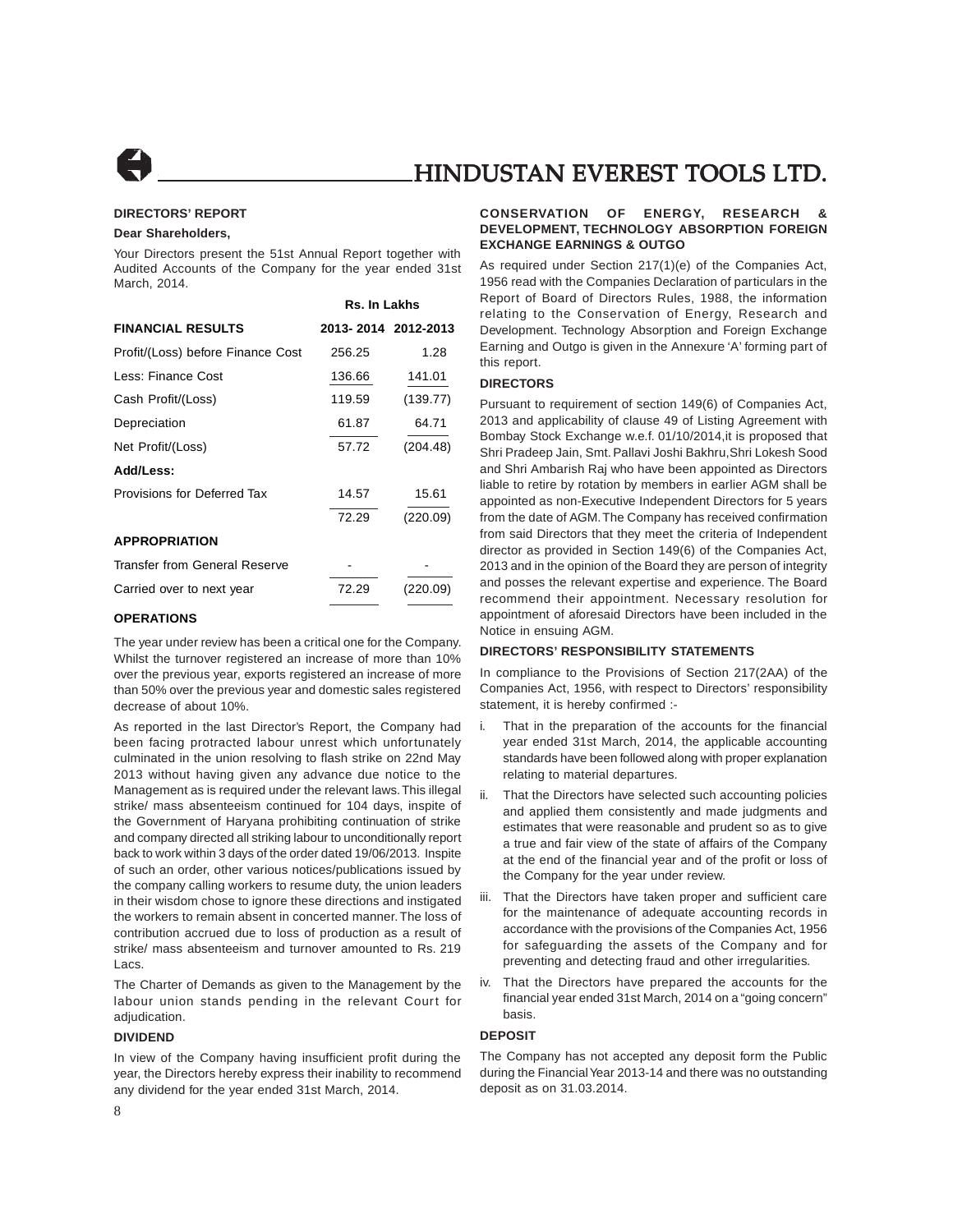## DIRECTORS' REPORT

**Dear Shareholders,**

Your Directors present the 51st Annual Report together with Audited Accounts of the Company for the year ended 31st March, 2014.

| | Rs. In Lakhs | |
|---|---|---|
| **FINANCIAL RESULTS** | **2013- 2014** | **2012-2013** |
| Profit/(Loss) before Finance Cost | 256.25 | 1.28 |
| Less: Finance Cost | 136.66 | 141.01 |
| Cash Profit/(Loss) | 119.59 | (139.77) |
| Depreciation | 61.87 | 64.71 |
| Net Profit/(Loss) | 57.72 | (204.48) |
| **Add/Less:** | | |
| Provisions for Deferred Tax | 14.57 | 15.61 |
| | 72.29 | (220.09) |
| **APPROPRIATION** | | |
| Transfer from General Reserve | - | - |
| Carried over to next year | 72.29 | (220.09) |

### OPERATIONS

The year under review has been a critical one for the Company. Whilst the turnover registered an increase of more than 10% over the previous year, exports registered an increase of more than 50% over the previous year and domestic sales registered decrease of about 10%.

As reported in the last Director's Report, the Company had been facing protracted labour unrest which unfortunately culminated in the union resolving to flash strike on 22nd May 2013 without having given any advance due notice to the Management as is required under the relevant laws. This illegal strike/ mass absenteeism continued for 104 days, inspite of the Government of Haryana prohibiting continuation of strike and company directed all striking labour to unconditionally report back to work within 3 days of the order dated 19/06/2013. Inspite of such an order, other various notices/publications issued by the company calling workers to resume duty, the union leaders in their wisdom chose to ignore these directions and instigated the workers to remain absent in concerted manner. The loss of contribution accrued due to loss of production as a result of strike/ mass absenteeism and turnover amounted to Rs. 219 Lacs.

The Charter of Demands as given to the Management by the labour union stands pending in the relevant Court for adjudication.

### DIVIDEND

In view of the Company having insufficient profit during the year, the Directors hereby express their inability to recommend any dividend for the year ended 31st March, 2014.

### CONSERVATION OF ENERGY, RESEARCH & DEVELOPMENT, TECHNOLOGY ABSORPTION FOREIGN EXCHANGE EARNINGS & OUTGO

As required under Section 217(1)(e) of the Companies Act, 1956 read with the Companies Declaration of particulars in the Report of Board of Directors Rules, 1988, the information relating to the Conservation of Energy, Research and Development. Technology Absorption and Foreign Exchange Earning and Outgo is given in the Annexure 'A' forming part of this report.

### DIRECTORS

Pursuant to requirement of section 149(6) of Companies Act, 2013 and applicability of clause 49 of Listing Agreement with Bombay Stock Exchange w.e.f. 01/10/2014,it is proposed that Shri Pradeep Jain, Smt. Pallavi Joshi Bakhru,Shri Lokesh Sood and Shri Ambarish Raj who have been appointed as Directors liable to retire by rotation by members in earlier AGM shall be appointed as non-Executive Independent Directors for 5 years from the date of AGM. The Company has received confirmation from said Directors that they meet the criteria of Independent director as provided in Section 149(6) of the Companies Act, 2013 and in the opinion of the Board they are person of integrity and posses the relevant expertise and experience. The Board recommend their appointment. Necessary resolution for appointment of aforesaid Directors have been included in the Notice in ensuing AGM.

### DIRECTORS' RESPONSIBILITY STATEMENTS

In compliance to the Provisions of Section 217(2AA) of the Companies Act, 1956, with respect to Directors' responsibility statement, it is hereby confirmed :-

i. That in the preparation of the accounts for the financial year ended 31st March, 2014, the applicable accounting standards have been followed along with proper explanation relating to material departures.

ii. That the Directors have selected such accounting policies and applied them consistently and made judgments and estimates that were reasonable and prudent so as to give a true and fair view of the state of affairs of the Company at the end of the financial year and of the profit or loss of the Company for the year under review.

iii. That the Directors have taken proper and sufficient care for the maintenance of adequate accounting records in accordance with the provisions of the Companies Act, 1956 for safeguarding the assets of the Company and for preventing and detecting fraud and other irregularities.

iv. That the Directors have prepared the accounts for the financial year ended 31st March, 2014 on a "going concern" basis.

### DEPOSIT

The Company has not accepted any deposit form the Public during the Financial Year 2013-14 and there was no outstanding deposit as on 31.03.2014.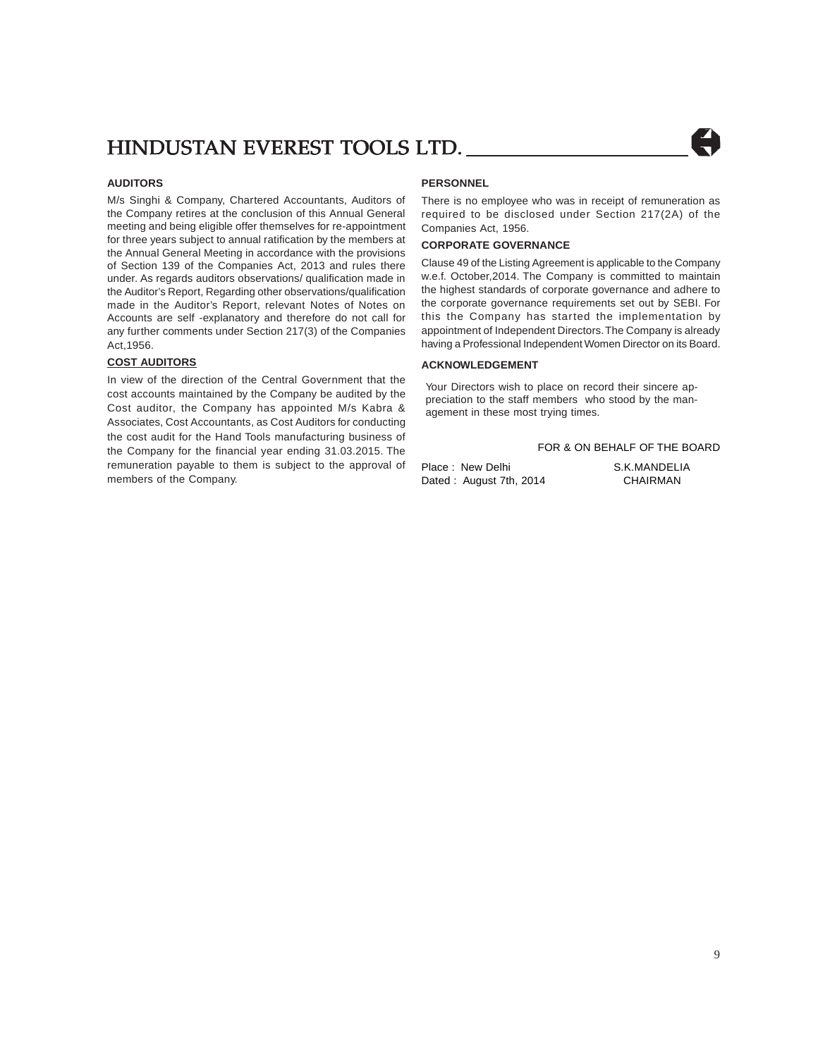## AUDITORS

M/s Singhi & Company, Chartered Accountants, Auditors of the Company retires at the conclusion of this Annual General meeting and being eligible offer themselves for re-appointment for three years subject to annual ratification by the members at the Annual General Meeting in accordance with the provisions of Section 139 of the Companies Act, 2013 and rules there under. As regards auditors observations/ qualification made in the Auditor's Report, Regarding other observations/qualification made in the Auditor's Report, relevant Notes of Notes on Accounts are self -explanatory and therefore do not call for any further comments under Section 217(3) of the Companies Act,1956.

## COST AUDITORS

In view of the direction of the Central Government that the cost accounts maintained by the Company be audited by the Cost auditor, the Company has appointed M/s Kabra & Associates, Cost Accountants, as Cost Auditors for conducting the cost audit for the Hand Tools manufacturing business of the Company for the financial year ending 31.03.2015. The remuneration payable to them is subject to the approval of members of the Company.

## PERSONNEL

There is no employee who was in receipt of remuneration as required to be disclosed under Section 217(2A) of the Companies Act, 1956.

## CORPORATE GOVERNANCE

Clause 49 of the Listing Agreement is applicable to the Company w.e.f. October,2014. The Company is committed to maintain the highest standards of corporate governance and adhere to the corporate governance requirements set out by SEBI. For this the Company has started the implementation by appointment of Independent Directors. The Company is already having a Professional Independent Women Director on its Board.

## ACKNOWLEDGEMENT

Your Directors wish to place on record their sincere appreciation to the staff members who stood by the management in these most trying times.

FOR & ON BEHALF OF THE BOARD

Place : New Delhi
Dated : August 7th, 2014

S.K.MANDELIA
CHAIRMAN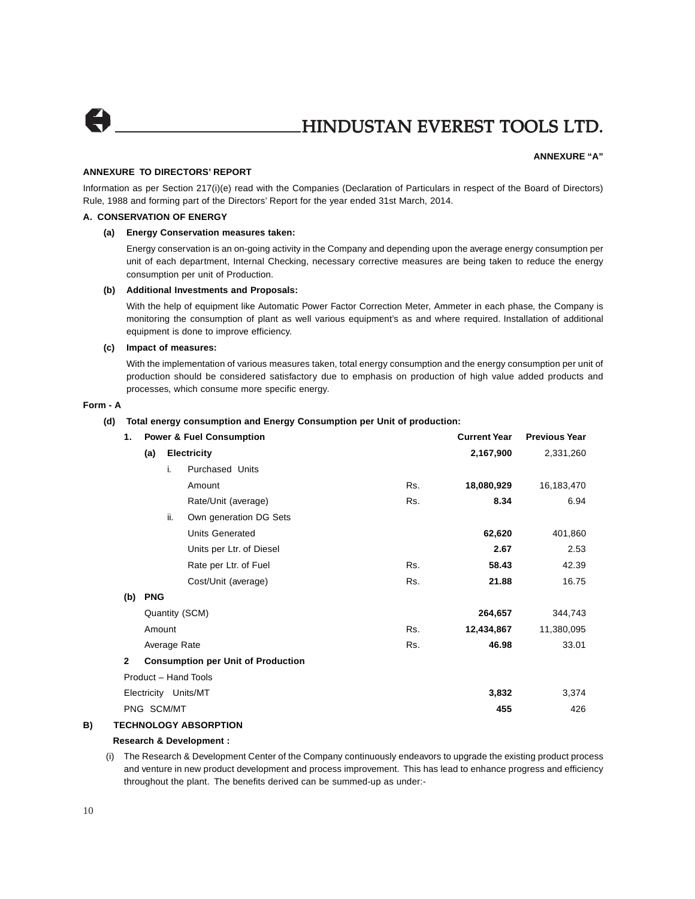**ANNEXURE "A"**

**ANNEXURE TO DIRECTORS' REPORT**

Information as per Section 217(i)(e) read with the Companies (Declaration of Particulars in respect of the Board of Directors) Rule, 1988 and forming part of the Directors' Report for the year ended 31st March, 2014.

**A. CONSERVATION OF ENERGY**

**(a) Energy Conservation measures taken:**

Energy conservation is an on-going activity in the Company and depending upon the average energy consumption per unit of each department, Internal Checking, necessary corrective measures are being taken to reduce the energy consumption per unit of Production.

**(b) Additional Investments and Proposals:**

With the help of equipment like Automatic Power Factor Correction Meter, Ammeter in each phase, the Company is monitoring the consumption of plant as well various equipment's as and where required. Installation of additional equipment is done to improve efficiency.

**(c) Impact of measures:**

With the implementation of various measures taken, total energy consumption and the energy consumption per unit of production should be considered satisfactory due to emphasis on production of high value added products and processes, which consume more specific energy.

**Form - A**

**(d) Total energy consumption and Energy Consumption per Unit of production:**

| | | Current Year | Previous Year |
|---|---|---|---|
| **1. Power & Fuel Consumption** | | | |
| **(a) Electricity** | | **2,167,900** | 2,331,260 |
| i. Purchased Units | | | |
| Amount | Rs. | **18,080,929** | 16,183,470 |
| Rate/Unit (average) | Rs. | **8.34** | 6.94 |
| ii. Own generation DG Sets | | | |
| Units Generated | | **62,620** | 401,860 |
| Units per Ltr. of Diesel | | **2.67** | 2.53 |
| Rate per Ltr. of Fuel | Rs. | **58.43** | 42.39 |
| Cost/Unit (average) | Rs. | **21.88** | 16.75 |
| **(b) PNG** | | | |
| Quantity (SCM) | | **264,657** | 344,743 |
| Amount | Rs. | **12,434,867** | 11,380,095 |
| Average Rate | Rs. | **46.98** | 33.01 |
| **2 Consumption per Unit of Production** | | | |
| Product – Hand Tools | | | |
| Electricity Units/MT | | **3,832** | 3,374 |
| PNG SCM/MT | | **455** | 426 |

**B) TECHNOLOGY ABSORPTION**

**Research & Development :**

(i) The Research & Development Center of the Company continuously endeavors to upgrade the existing product process and venture in new product development and process improvement. This has lead to enhance progress and efficiency throughout the plant. The benefits derived can be summed-up as under:-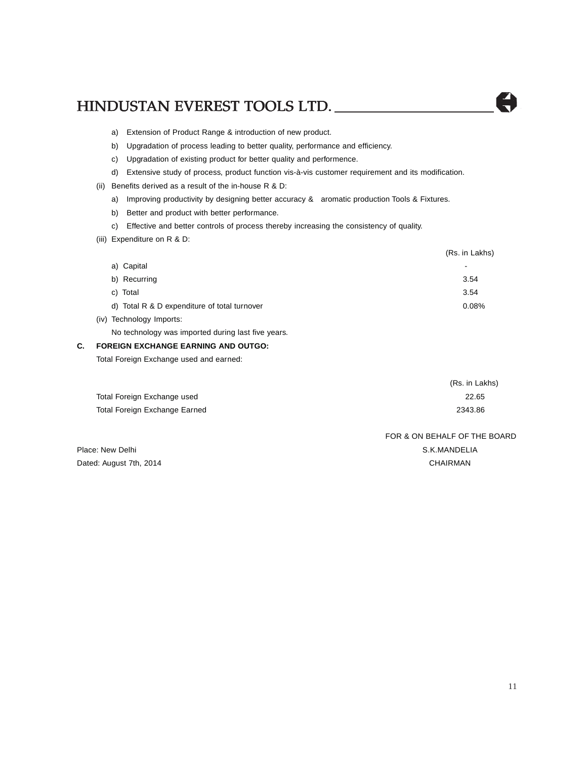a) Extension of Product Range & introduction of new product.

b) Upgradation of process leading to better quality, performance and efficiency.

c) Upgradation of existing product for better quality and performence.

d) Extensive study of process, product function vis-à-vis customer requirement and its modification.

(ii) Benefits derived as a result of the in-house R & D:

a) Improving productivity by designing better accuracy & aromatic production Tools & Fixtures.

b) Better and product with better performance.

c) Effective and better controls of process thereby increasing the consistency of quality.

(iii) Expenditure on R & D:

| | (Rs. in Lakhs) |
|---|---|
| a) Capital | - |
| b) Recurring | 3.54 |
| c) Total | 3.54 |
| d) Total R & D expenditure of total turnover | 0.08% |

(iv) Technology Imports:

No technology was imported during last five years.

**C. FOREIGN EXCHANGE EARNING AND OUTGO:**

Total Foreign Exchange used and earned:

| | (Rs. in Lakhs) |
|---|---|
| Total Foreign Exchange used | 22.65 |
| Total Foreign Exchange Earned | 2343.86 |

FOR & ON BEHALF OF THE BOARD

Place: New Delhi
Dated: August 7th, 2014

S.K.MANDELIA
CHAIRMAN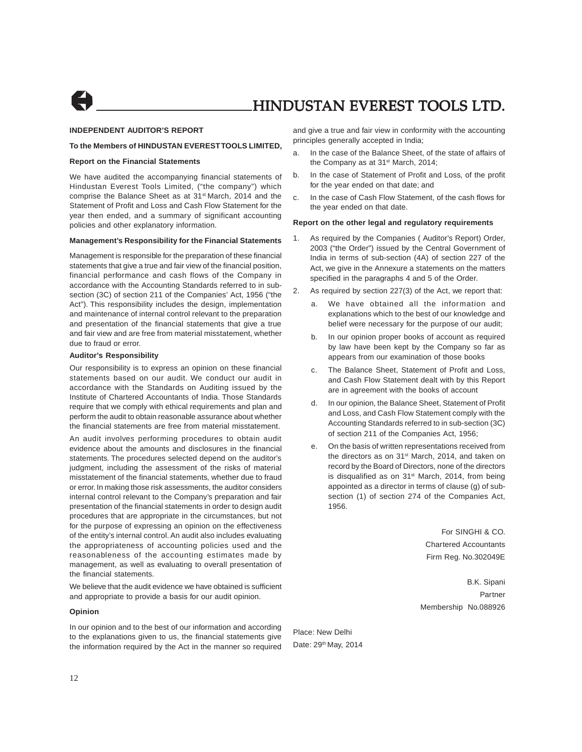## INDEPENDENT AUDITOR'S REPORT

**To the Members of HINDUSTAN EVERESTTOOLS LIMITED,**

### Report on the Financial Statements

We have audited the accompanying financial statements of Hindustan Everest Tools Limited, ("the company") which comprise the Balance Sheet as at 31st March, 2014 and the Statement of Profit and Loss and Cash Flow Statement for the year then ended, and a summary of significant accounting policies and other explanatory information.

### Management's Responsibility for the Financial Statements

Management is responsible for the preparation of these financial statements that give a true and fair view of the financial position, financial performance and cash flows of the Company in accordance with the Accounting Standards referred to in sub-section (3C) of section 211 of the Companies' Act, 1956 ("the Act"). This responsibility includes the design, implementation and maintenance of internal control relevant to the preparation and presentation of the financial statements that give a true and fair view and are free from material misstatement, whether due to fraud or error.

### Auditor's Responsibility

Our responsibility is to express an opinion on these financial statements based on our audit. We conduct our audit in accordance with the Standards on Auditing issued by the Institute of Chartered Accountants of India. Those Standards require that we comply with ethical requirements and plan and perform the audit to obtain reasonable assurance about whether the financial statements are free from material misstatement.

An audit involves performing procedures to obtain audit evidence about the amounts and disclosures in the financial statements. The procedures selected depend on the auditor's judgment, including the assessment of the risks of material misstatement of the financial statements, whether due to fraud or error. In making those risk assessments, the auditor considers internal control relevant to the Company's preparation and fair presentation of the financial statements in order to design audit procedures that are appropriate in the circumstances, but not for the purpose of expressing an opinion on the effectiveness of the entity's internal control. An audit also includes evaluating the appropriateness of accounting policies used and the reasonableness of the accounting estimates made by management, as well as evaluating to overall presentation of the financial statements.

We believe that the audit evidence we have obtained is sufficient and appropriate to provide a basis for our audit opinion.

### Opinion

In our opinion and to the best of our information and according to the explanations given to us, the financial statements give the information required by the Act in the manner so required and give a true and fair view in conformity with the accounting principles generally accepted in India;

a. In the case of the Balance Sheet, of the state of affairs of the Company as at 31st March, 2014;

b. In the case of Statement of Profit and Loss, of the profit for the year ended on that date; and

c. In the case of Cash Flow Statement, of the cash flows for the year ended on that date.

### Report on the other legal and regulatory requirements

1. As required by the Companies ( Auditor's Report) Order, 2003 ("the Order") issued by the Central Government of India in terms of sub-section (4A) of section 227 of the Act, we give in the Annexure a statements on the matters specified in the paragraphs 4 and 5 of the Order.

2. As required by section 227(3) of the Act, we report that:

   a. We have obtained all the information and explanations which to the best of our knowledge and belief were necessary for the purpose of our audit;

   b. In our opinion proper books of account as required by law have been kept by the Company so far as appears from our examination of those books

   c. The Balance Sheet, Statement of Profit and Loss, and Cash Flow Statement dealt with by this Report are in agreement with the books of account

   d. In our opinion, the Balance Sheet, Statement of Profit and Loss, and Cash Flow Statement comply with the Accounting Standards referred to in sub-section (3C) of section 211 of the Companies Act, 1956;

   e. On the basis of written representations received from the directors as on 31st March, 2014, and taken on record by the Board of Directors, none of the directors is disqualified as on 31st March, 2014, from being appointed as a director in terms of clause (g) of sub-section (1) of section 274 of the Companies Act, 1956.

For SINGHI & CO.
Chartered Accountants
Firm Reg. No.302049E

B.K. Sipani
Partner
Membership No.088926

Place: New Delhi
Date: 29th May, 2014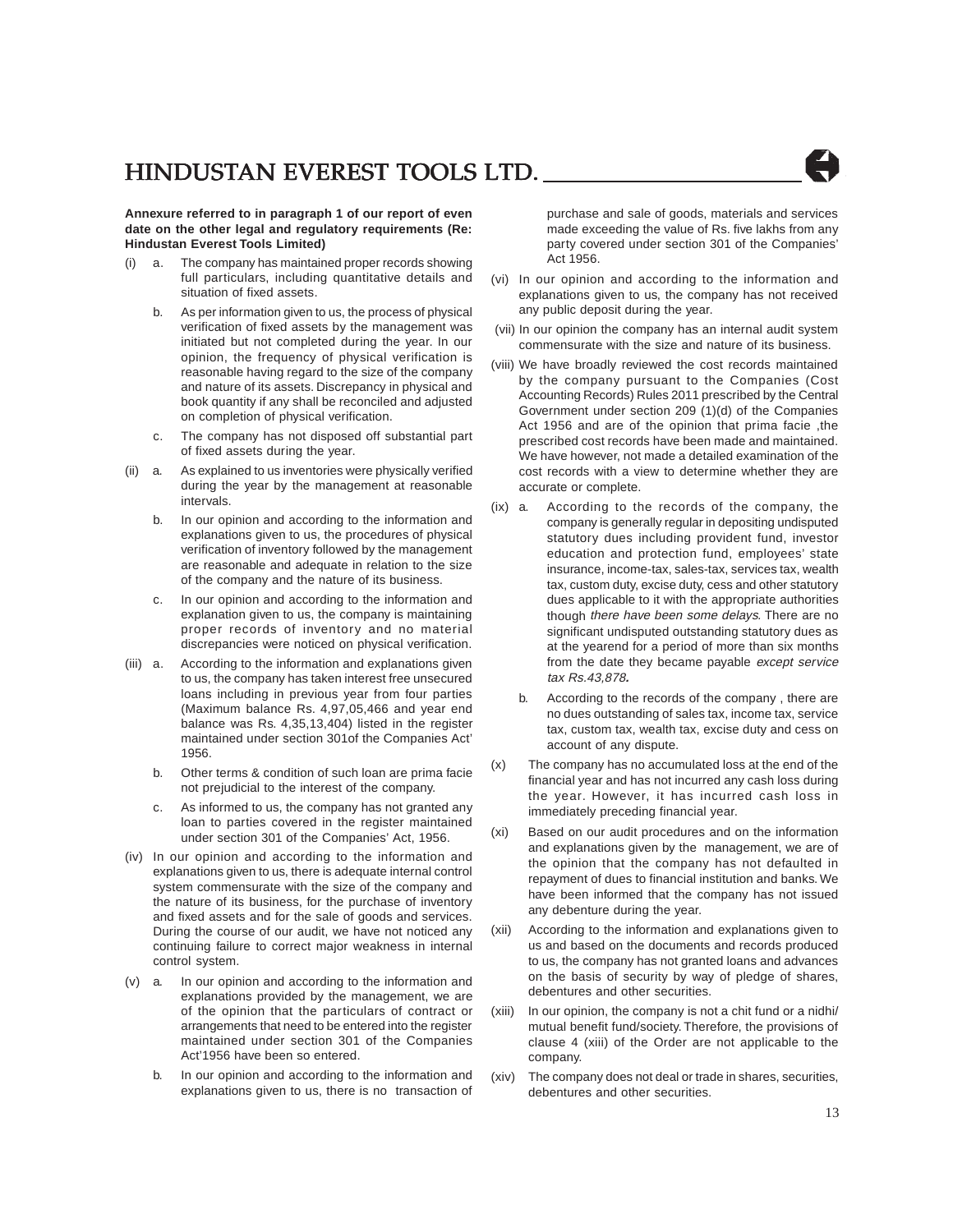**Annexure referred to in paragraph 1 of our report of even date on the other legal and regulatory requirements (Re: Hindustan Everest Tools Limited)**

(i) a. The company has maintained proper records showing full particulars, including quantitative details and situation of fixed assets.

b. As per information given to us, the process of physical verification of fixed assets by the management was initiated but not completed during the year. In our opinion, the frequency of physical verification is reasonable having regard to the size of the company and nature of its assets. Discrepancy in physical and book quantity if any shall be reconciled and adjusted on completion of physical verification.

c. The company has not disposed off substantial part of fixed assets during the year.

(ii) a. As explained to us inventories were physically verified during the year by the management at reasonable intervals.

b. In our opinion and according to the information and explanations given to us, the procedures of physical verification of inventory followed by the management are reasonable and adequate in relation to the size of the company and the nature of its business.

c. In our opinion and according to the information and explanation given to us, the company is maintaining proper records of inventory and no material discrepancies were noticed on physical verification.

(iii) a. According to the information and explanations given to us, the company has taken interest free unsecured loans including in previous year from four parties (Maximum balance Rs. 4,97,05,466 and year end balance was Rs. 4,35,13,404) listed in the register maintained under section 301of the Companies Act' 1956.

b. Other terms & condition of such loan are prima facie not prejudicial to the interest of the company.

c. As informed to us, the company has not granted any loan to parties covered in the register maintained under section 301 of the Companies' Act, 1956.

(iv) In our opinion and according to the information and explanations given to us, there is adequate internal control system commensurate with the size of the company and the nature of its business, for the purchase of inventory and fixed assets and for the sale of goods and services. During the course of our audit, we have not noticed any continuing failure to correct major weakness in internal control system.

(v) a. In our opinion and according to the information and explanations provided by the management, we are of the opinion that the particulars of contract or arrangements that need to be entered into the register maintained under section 301 of the Companies Act'1956 have been so entered.

b. In our opinion and according to the information and explanations given to us, there is no transaction of purchase and sale of goods, materials and services made exceeding the value of Rs. five lakhs from any party covered under section 301 of the Companies' Act 1956.

(vi) In our opinion and according to the information and explanations given to us, the company has not received any public deposit during the year.

(vii) In our opinion the company has an internal audit system commensurate with the size and nature of its business.

(viii) We have broadly reviewed the cost records maintained by the company pursuant to the Companies (Cost Accounting Records) Rules 2011 prescribed by the Central Government under section 209 (1)(d) of the Companies Act 1956 and are of the opinion that prima facie ,the prescribed cost records have been made and maintained. We have however, not made a detailed examination of the cost records with a view to determine whether they are accurate or complete.

(ix) a. According to the records of the company, the company is generally regular in depositing undisputed statutory dues including provident fund, investor education and protection fund, employees' state insurance, income-tax, sales-tax, services tax, wealth tax, custom duty, excise duty, cess and other statutory dues applicable to it with the appropriate authorities though *there have been some delays*. There are no significant undisputed outstanding statutory dues as at the yearend for a period of more than six months from the date they became payable *except service tax Rs.43,878***.**

b. According to the records of the company , there are no dues outstanding of sales tax, income tax, service tax, custom tax, wealth tax, excise duty and cess on account of any dispute.

(x) The company has no accumulated loss at the end of the financial year and has not incurred any cash loss during the year. However, it has incurred cash loss in immediately preceding financial year.

(xi) Based on our audit procedures and on the information and explanations given by the management, we are of the opinion that the company has not defaulted in repayment of dues to financial institution and banks. We have been informed that the company has not issued any debenture during the year.

(xii) According to the information and explanations given to us and based on the documents and records produced to us, the company has not granted loans and advances on the basis of security by way of pledge of shares, debentures and other securities.

(xiii) In our opinion, the company is not a chit fund or a nidhi/ mutual benefit fund/society. Therefore, the provisions of clause 4 (xiii) of the Order are not applicable to the company.

(xiv) The company does not deal or trade in shares, securities, debentures and other securities.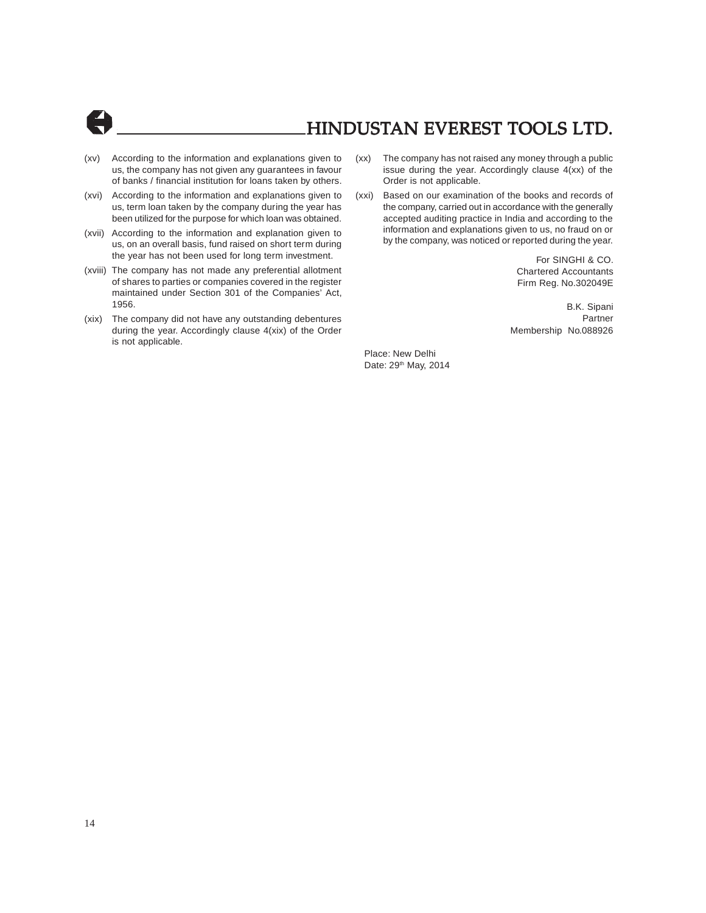(xv) According to the information and explanations given to us, the company has not given any guarantees in favour of banks / financial institution for loans taken by others.

(xvi) According to the information and explanations given to us, term loan taken by the company during the year has been utilized for the purpose for which loan was obtained.

(xvii) According to the information and explanation given to us, on an overall basis, fund raised on short term during the year has not been used for long term investment.

(xviii) The company has not made any preferential allotment of shares to parties or companies covered in the register maintained under Section 301 of the Companies' Act, 1956.

(xix) The company did not have any outstanding debentures during the year. Accordingly clause 4(xix) of the Order is not applicable.

(xx) The company has not raised any money through a public issue during the year. Accordingly clause 4(xx) of the Order is not applicable.

(xxi) Based on our examination of the books and records of the company, carried out in accordance with the generally accepted auditing practice in India and according to the information and explanations given to us, no fraud on or by the company, was noticed or reported during the year.

For SINGHI & CO.
Chartered Accountants
Firm Reg. No.302049E

B.K. Sipani
Partner
Membership No.088926

Place: New Delhi
Date: 29th May, 2014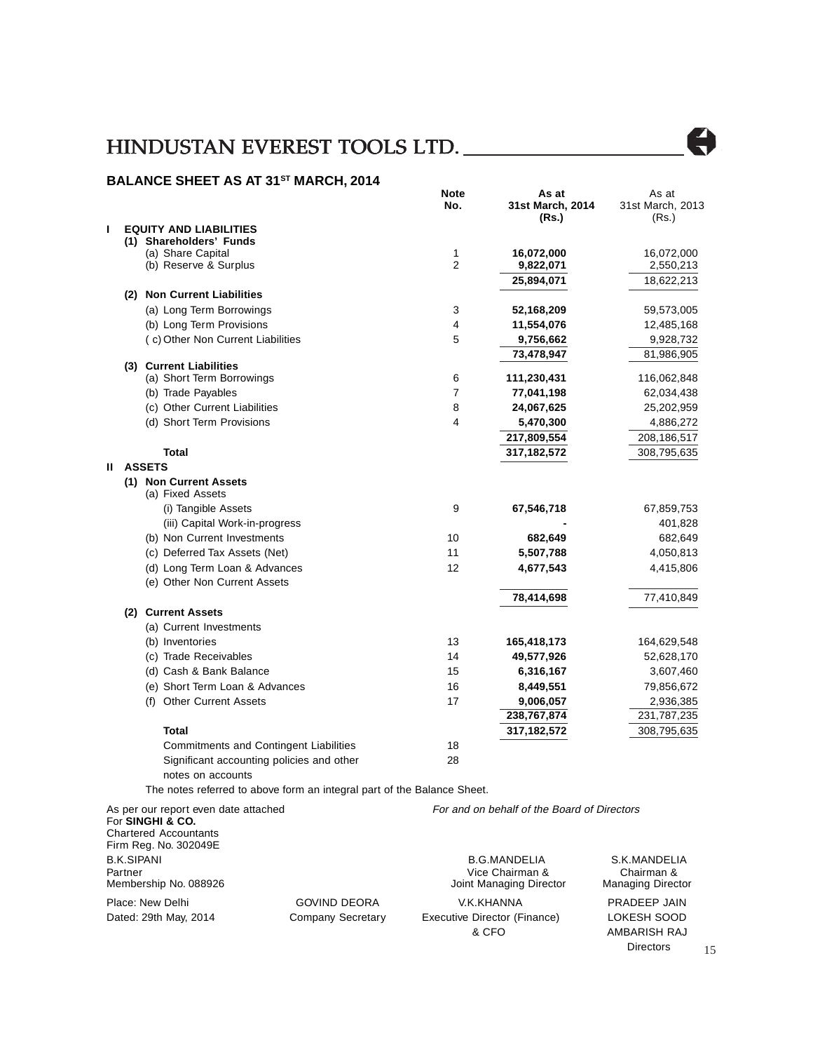# HINDUSTAN EVEREST TOOLS LTD.

## BALANCE SHEET AS AT 31ST MARCH, 2014

| | | Note No. | As at 31st March, 2014 (Rs.) | As at 31st March, 2013 (Rs.) |
|---|---|---|---|---|
| **I** | **EQUITY AND LIABILITIES** | | | |
| | **(1) Shareholders' Funds** | | | |
| | (a) Share Capital | 1 | **16,072,000** | 16,072,000 |
| | (b) Reserve & Surplus | 2 | **9,822,071** | 2,550,213 |
| | | | **25,894,071** | 18,622,213 |
| | **(2) Non Current Liabilities** | | | |
| | (a) Long Term Borrowings | 3 | **52,168,209** | 59,573,005 |
| | (b) Long Term Provisions | 4 | **11,554,076** | 12,485,168 |
| | (c) Other Non Current Liabilities | 5 | **9,756,662** | 9,928,732 |
| | | | **73,478,947** | 81,986,905 |
| | **(3) Current Liabilities** | | | |
| | (a) Short Term Borrowings | 6 | **111,230,431** | 116,062,848 |
| | (b) Trade Payables | 7 | **77,041,198** | 62,034,438 |
| | (c) Other Current Liabilities | 8 | **24,067,625** | 25,202,959 |
| | (d) Short Term Provisions | 4 | **5,470,300** | 4,886,272 |
| | | | **217,809,554** | 208,186,517 |
| | **Total** | | **317,182,572** | 308,795,635 |
| **II** | **ASSETS** | | | |
| | **(1) Non Current Assets** | | | |
| | (a) Fixed Assets | | | |
| | (i) Tangible Assets | 9 | **67,546,718** | 67,859,753 |
| | (iii) Capital Work-in-progress | | **-** | 401,828 |
| | (b) Non Current Investments | 10 | **682,649** | 682,649 |
| | (c) Deferred Tax Assets (Net) | 11 | **5,507,788** | 4,050,813 |
| | (d) Long Term Loan & Advances | 12 | **4,677,543** | 4,415,806 |
| | (e) Other Non Current Assets | | | |
| | | | **78,414,698** | 77,410,849 |
| | **(2) Current Assets** | | | |
| | (a) Current Investments | | | |
| | (b) Inventories | 13 | **165,418,173** | 164,629,548 |
| | (c) Trade Receivables | 14 | **49,577,926** | 52,628,170 |
| | (d) Cash & Bank Balance | 15 | **6,316,167** | 3,607,460 |
| | (e) Short Term Loan & Advances | 16 | **8,449,551** | 79,856,672 |
| | (f) Other Current Assets | 17 | **9,006,057** | 2,936,385 |
| | | | **238,767,874** | 231,787,235 |
| | **Total** | | **317,182,572** | 308,795,635 |
| | Commitments and Contingent Liabilities | 18 | | |
| | Significant accounting policies and other notes on accounts | 28 | | |

The notes referred to above form an integral part of the Balance Sheet.

As per our report even date attached
For **SINGHI & CO.**
Chartered Accountants
Firm Reg. No. 302049E

*For and on behalf of the Board of Directors*

B.K.SIPANI
Partner
Membership No. 088926

B.G.MANDELIA
Vice Chairman &
Joint Managing Director

S.K.MANDELIA
Chairman &
Managing Director

Place: New Delhi
Dated: 29th May, 2014

GOVIND DEORA
Company Secretary

V.K.KHANNA
Executive Director (Finance) & CFO

PRADEEP JAIN
LOKESH SOOD
AMBARISH RAJ
Directors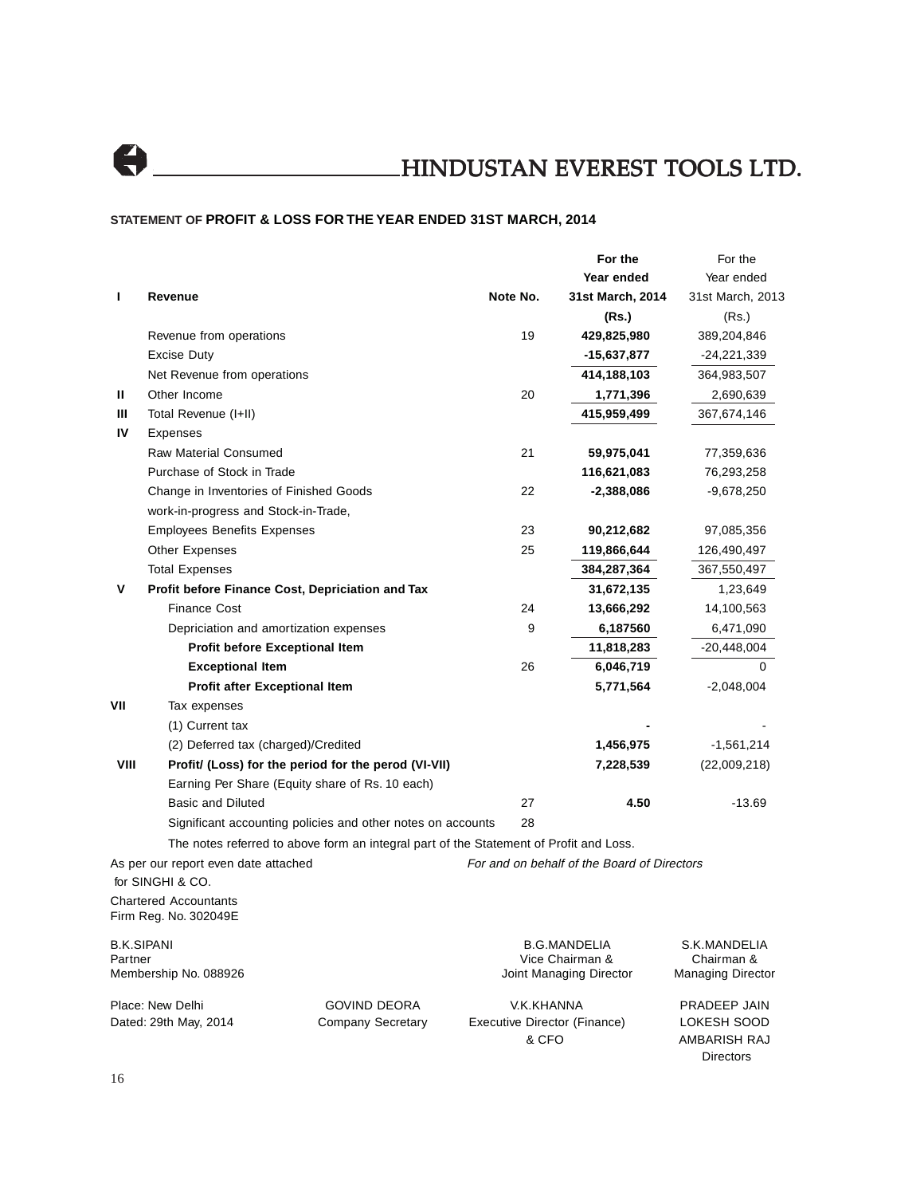# HINDUSTAN EVEREST TOOLS LTD.

## STATEMENT OF PROFIT & LOSS FOR THE YEAR ENDED 31ST MARCH, 2014

| | | Note No. | For the Year ended 31st March, 2014 (Rs.) | For the Year ended 31st March, 2013 (Rs.) |
|---|---|---|---|---|
| **I** | **Revenue** | | | |
| | Revenue from operations | 19 | **429,825,980** | 389,204,846 |
| | Excise Duty | | **-15,637,877** | -24,221,339 |
| | Net Revenue from operations | | **414,188,103** | 364,983,507 |
| **II** | Other Income | 20 | **1,771,396** | 2,690,639 |
| **III** | Total Revenue (I+II) | | **415,959,499** | 367,674,146 |
| **IV** | Expenses | | | |
| | Raw Material Consumed | 21 | **59,975,041** | 77,359,636 |
| | Purchase of Stock in Trade | | **116,621,083** | 76,293,258 |
| | Change in Inventories of Finished Goods work-in-progress and Stock-in-Trade, | 22 | **-2,388,086** | -9,678,250 |
| | Employees Benefits Expenses | 23 | **90,212,682** | 97,085,356 |
| | Other Expenses | 25 | **119,866,644** | 126,490,497 |
| | Total Expenses | | **384,287,364** | 367,550,497 |
| **V** | **Profit before Finance Cost, Depriciation and Tax** | | **31,672,135** | 1,23,649 |
| | Finance Cost | 24 | **13,666,292** | 14,100,563 |
| | Depriciation and amortization expenses | 9 | **6,187560** | 6,471,090 |
| | **Profit before Exceptional Item** | | **11,818,283** | -20,448,004 |
| | **Exceptional Item** | 26 | **6,046,719** | 0 |
| | **Profit after Exceptional Item** | | **5,771,564** | -2,048,004 |
| **VII** | Tax expenses | | | |
| | (1) Current tax | | **-** | - |
| | (2) Deferred tax (charged)/Credited | | **1,456,975** | -1,561,214 |
| **VIII** | **Profit/ (Loss) for the period for the perod (VI-VII)** | | **7,228,539** | (22,009,218) |
| | Earning Per Share (Equity share of Rs. 10 each) | | | |
| | Basic and Diluted | 27 | **4.50** | -13.69 |
| | Significant accounting policies and other notes on accounts | 28 | | |

The notes referred to above form an integral part of the Statement of Profit and Loss.

As per our report even date attached
for SINGHI & CO.
Chartered Accountants
Firm Reg. No. 302049E

*For and on behalf of the Board of Directors*

B.K.SIPANI
Partner
Membership No. 088926

B.G.MANDELIA
Vice Chairman &
Joint Managing Director

S.K.MANDELIA
Chairman &
Managing Director

Place: New Delhi
Dated: 29th May, 2014

GOVIND DEORA
Company Secretary

V.K.KHANNA
Executive Director (Finance)
& CFO

PRADEEP JAIN
LOKESH SOOD
AMBARISH RAJ
Directors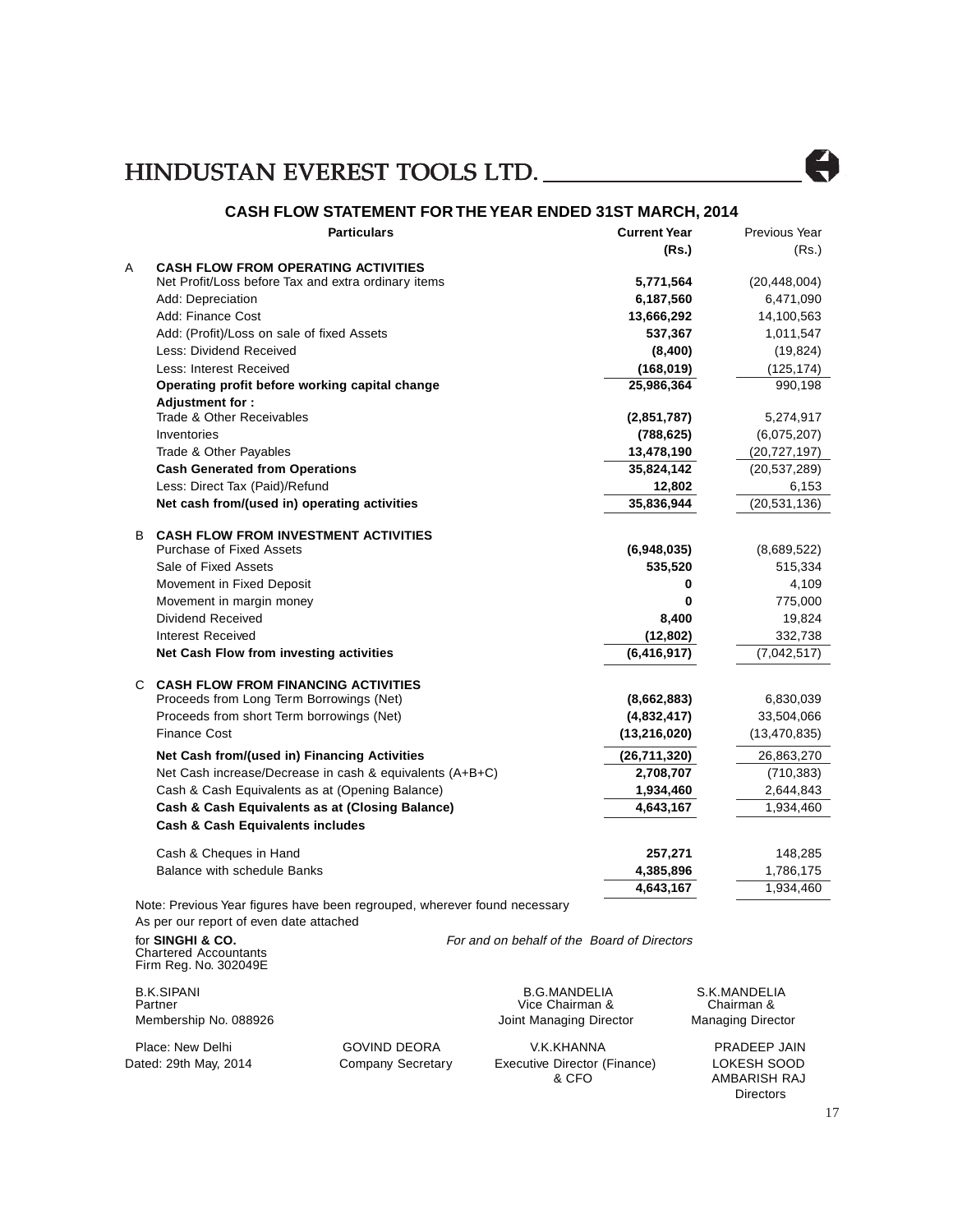# HINDUSTAN EVEREST TOOLS LTD.

## CASH FLOW STATEMENT FOR THE YEAR ENDED 31ST MARCH, 2014

| | Particulars | Current Year (Rs.) | Previous Year (Rs.) |
|---|---|---|---|
| A | **CASH FLOW FROM OPERATING ACTIVITIES** | | |
| | Net Profit/Loss before Tax and extra ordinary items | **5,771,564** | (20,448,004) |
| | Add: Depreciation | **6,187,560** | 6,471,090 |
| | Add: Finance Cost | **13,666,292** | 14,100,563 |
| | Add: (Profit)/Loss on sale of fixed Assets | **537,367** | 1,011,547 |
| | Less: Dividend Received | **(8,400)** | (19,824) |
| | Less: Interest Received | **(168,019)** | (125,174) |
| | **Operating profit before working capital change** | **25,986,364** | 990,198 |
| | **Adjustment for :** | | |
| | Trade & Other Receivables | **(2,851,787)** | 5,274,917 |
| | Inventories | **(788,625)** | (6,075,207) |
| | Trade & Other Payables | **13,478,190** | (20,727,197) |
| | **Cash Generated from Operations** | **35,824,142** | (20,537,289) |
| | Less: Direct Tax (Paid)/Refund | **12,802** | 6,153 |
| | **Net cash from/(used in) operating activities** | **35,836,944** | (20,531,136) |
| B | **CASH FLOW FROM INVESTMENT ACTIVITIES** | | |
| | Purchase of Fixed Assets | **(6,948,035)** | (8,689,522) |
| | Sale of Fixed Assets | **535,520** | 515,334 |
| | Movement in Fixed Deposit | **0** | 4,109 |
| | Movement in margin money | **0** | 775,000 |
| | Dividend Received | **8,400** | 19,824 |
| | Interest Received | **(12,802)** | 332,738 |
| | **Net Cash Flow from investing activities** | **(6,416,917)** | (7,042,517) |
| C | **CASH FLOW FROM FINANCING ACTIVITIES** | | |
| | Proceeds from Long Term Borrowings (Net) | **(8,662,883)** | 6,830,039 |
| | Proceeds from short Term borrowings (Net) | **(4,832,417)** | 33,504,066 |
| | Finance Cost | **(13,216,020)** | (13,470,835) |
| | **Net Cash from/(used in) Financing Activities** | **(26,711,320)** | 26,863,270 |
| | Net Cash increase/Decrease in cash & equivalents (A+B+C) | **2,708,707** | (710,383) |
| | Cash & Cash Equivalents as at (Opening Balance) | **1,934,460** | 2,644,843 |
| | **Cash & Cash Equivalents as at (Closing Balance)** | **4,643,167** | 1,934,460 |
| | **Cash & Cash Equivalents includes** | | |
| | Cash & Cheques in Hand | **257,271** | 148,285 |
| | Balance with schedule Banks | **4,385,896** | 1,786,175 |
| | | **4,643,167** | 1,934,460 |

Note: Previous Year figures have been regrouped, wherever found necessary

As per our report of even date attached

for **SINGHI & CO.**
Chartered Accountants
Firm Reg. No. 302049E

*For and on behalf of the Board of Directors*

B.K.SIPANI
Partner
Membership No. 088926

B.G.MANDELIA
Vice Chairman &
Joint Managing Director

S.K.MANDELIA
Chairman &
Managing Director

Place: New Delhi
Dated: 29th May, 2014

GOVIND DEORA
Company Secretary

V.K.KHANNA
Executive Director (Finance) & CFO

PRADEEP JAIN
LOKESH SOOD
AMBARISH RAJ
Directors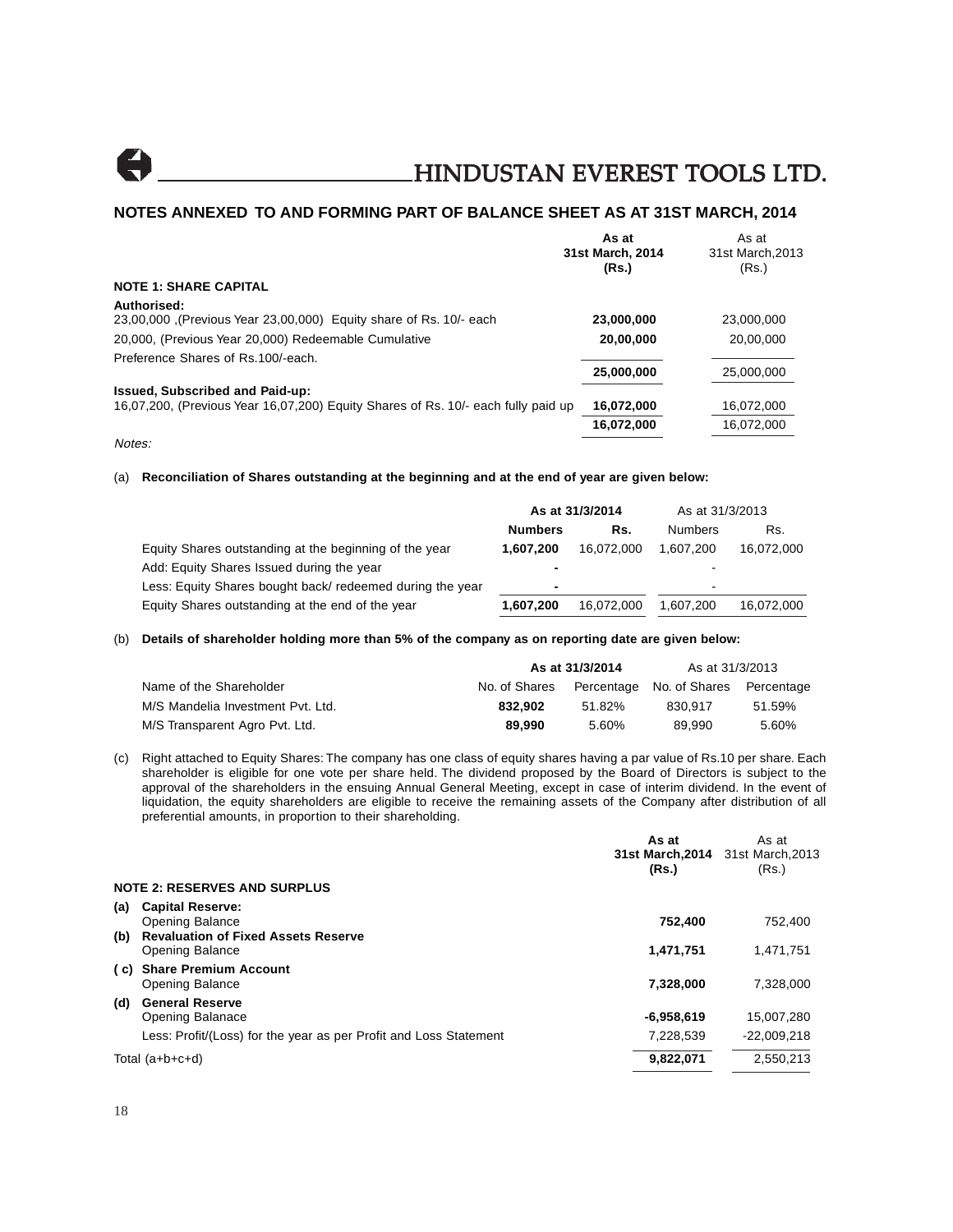# HINDUSTAN EVEREST TOOLS LTD.

## NOTES ANNEXED TO AND FORMING PART OF BALANCE SHEET AS AT 31ST MARCH, 2014

| | As at 31st March, 2014 (Rs.) | As at 31st March,2013 (Rs.) |
|---|---|---|
| **NOTE 1: SHARE CAPITAL** | | |
| **Authorised:** | | |
| 23,00,000 ,(Previous Year 23,00,000) Equity share of Rs. 10/- each | **23,000,000** | 23,000,000 |
| 20,000, (Previous Year 20,000) Redeemable Cumulative Preference Shares of Rs.100/-each. | **20,00,000** | 20,00,000 |
| | **25,000,000** | 25,000,000 |
| **Issued, Subscribed and Paid-up:** | | |
| 16,07,200, (Previous Year 16,07,200) Equity Shares of Rs. 10/- each fully paid up | **16,072,000** | 16,072,000 |
| | **16,072,000** | 16,072,000 |

*Notes:*

(a) **Reconciliation of Shares outstanding at the beginning and at the end of year are given below:**

| | **As at 31/3/2014** | | As at 31/3/2013 | |
|---|---|---|---|---|
| | **Numbers** | **Rs.** | Numbers | Rs. |
| Equity Shares outstanding at the beginning of the year | **1,607,200** | 16,072,000 | 1,607,200 | 16,072,000 |
| Add: Equity Shares Issued during the year | **-** | | - | |
| Less: Equity Shares bought back/ redeemed during the year | **-** | | - | |
| Equity Shares outstanding at the end of the year | **1,607,200** | 16,072,000 | 1,607,200 | 16,072,000 |

(b) **Details of shareholder holding more than 5% of the company as on reporting date are given below:**

| | **As at 31/3/2014** | | As at 31/3/2013 | |
|---|---|---|---|---|
| Name of the Shareholder | No. of Shares | Percentage | No. of Shares | Percentage |
| M/S Mandelia Investment Pvt. Ltd. | **832,902** | 51.82% | 830,917 | 51.59% |
| M/S Transparent Agro Pvt. Ltd. | **89,990** | 5.60% | 89,990 | 5.60% |

(c) Right attached to Equity Shares: The company has one class of equity shares having a par value of Rs.10 per share. Each shareholder is eligible for one vote per share held. The dividend proposed by the Board of Directors is subject to the approval of the shareholders in the ensuing Annual General Meeting, except in case of interim dividend. In the event of liquidation, the equity shareholders are eligible to receive the remaining assets of the Company after distribution of all preferential amounts, in proportion to their shareholding.

| | | As at 31st March,2014 (Rs.) | As at 31st March,2013 (Rs.) |
|---|---|---|---|
| | **NOTE 2: RESERVES AND SURPLUS** | | |
| **(a)** | **Capital Reserve:** Opening Balance | **752,400** | 752,400 |
| **(b)** | **Revaluation of Fixed Assets Reserve** Opening Balance | **1,471,751** | 1,471,751 |
| **( c)** | **Share Premium Account** Opening Balance | **7,328,000** | 7,328,000 |
| **(d)** | **General Reserve** Opening Balanace | **-6,958,619** | 15,007,280 |
| | Less: Profit/(Loss) for the year as per Profit and Loss Statement | 7,228,539 | -22,009,218 |
| Total (a+b+c+d) | | **9,822,071** | 2,550,213 |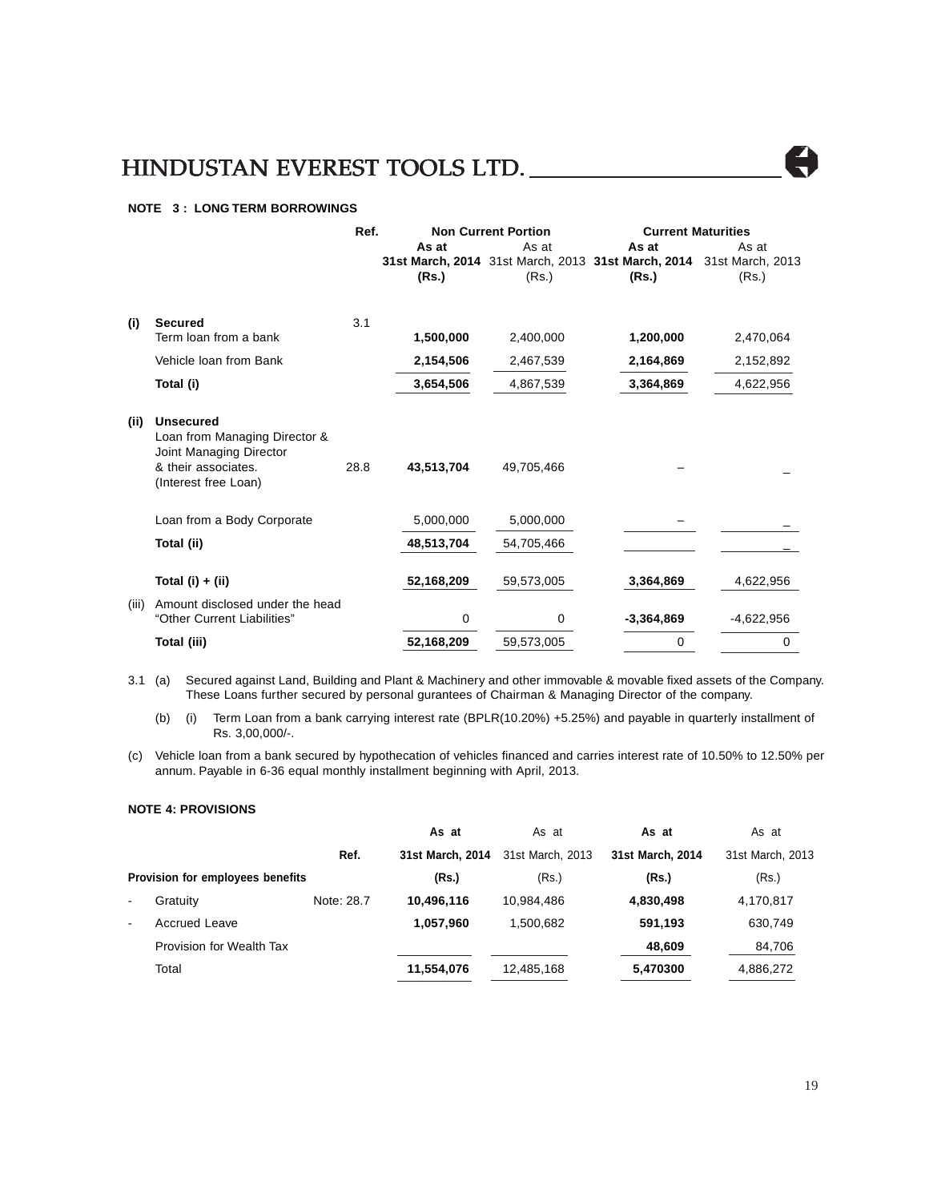## NOTE 3 : LONG TERM BORROWINGS

| | | Ref. | Non Current Portion | | Current Maturities | |
|---|---|---|---|---|---|---|
| | | | **As at 31st March, 2014 (Rs.)** | As at 31st March, 2013 (Rs.) | **As at 31st March, 2014 (Rs.)** | As at 31st March, 2013 (Rs.) |
| **(i)** | **Secured** | 3.1 | | | | |
| | Term loan from a bank | | **1,500,000** | 2,400,000 | **1,200,000** | 2,470,064 |
| | Vehicle loan from Bank | | **2,154,506** | 2,467,539 | **2,164,869** | 2,152,892 |
| | **Total (i)** | | **3,654,506** | 4,867,539 | **3,364,869** | 4,622,956 |
| **(ii)** | **Unsecured** | | | | | |
| | Loan from Managing Director & Joint Managing Director & their associates. (Interest free Loan) | 28.8 | **43,513,704** | 49,705,466 | – | – |
| | Loan from a Body Corporate | | 5,000,000 | 5,000,000 | – | – |
| | **Total (ii)** | | **48,513,704** | 54,705,466 | | – |
| | **Total (i) + (ii)** | | **52,168,209** | 59,573,005 | **3,364,869** | 4,622,956 |
| (iii) | Amount disclosed under the head "Other Current Liabilities" | | 0 | 0 | **-3,364,869** | -4,622,956 |
| | **Total (iii)** | | **52,168,209** | 59,573,005 | 0 | 0 |

3.1 (a) Secured against Land, Building and Plant & Machinery and other immovable & movable fixed assets of the Company. These Loans further secured by personal gurantees of Chairman & Managing Director of the company.

(b) (i) Term Loan from a bank carrying interest rate (BPLR(10.20%) +5.25%) and payable in quarterly installment of Rs. 3,00,000/-.

(c) Vehicle loan from a bank secured by hypothecation of vehicles financed and carries interest rate of 10.50% to 12.50% per annum. Payable in 6-36 equal monthly installment beginning with April, 2013.

## NOTE 4: PROVISIONS

| | Ref. | **As at 31st March, 2014 (Rs.)** | As at 31st March, 2013 (Rs.) | **As at 31st March, 2014 (Rs.)** | As at 31st March, 2013 (Rs.) |
|---|---|---|---|---|---|
| **Provision for employees benefits** | | | | | |
| - Gratuity | Note: 28.7 | **10,496,116** | 10,984,486 | **4,830,498** | 4,170,817 |
| - Accrued Leave | | **1,057,960** | 1,500,682 | **591,193** | 630,749 |
| Provision for Wealth Tax | | | | **48,609** | 84,706 |
| Total | | **11,554,076** | 12,485,168 | **5,470300** | 4,886,272 |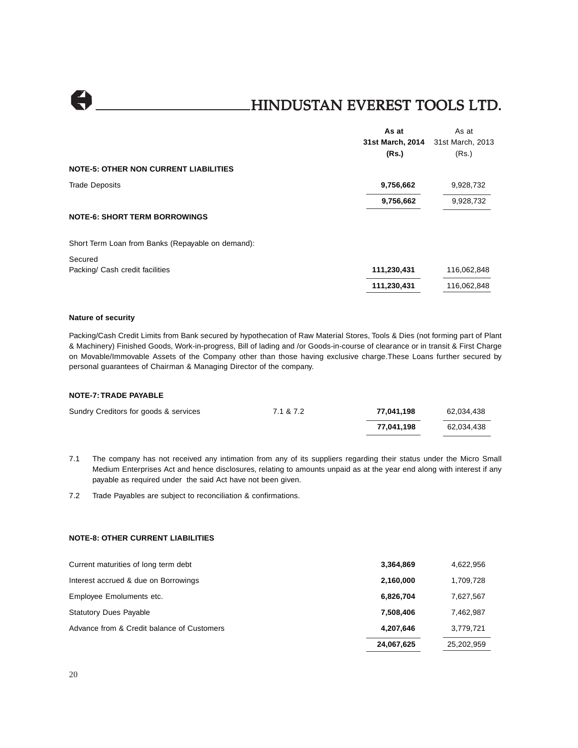| | | As at 31st March, 2014 (Rs.) | As at 31st March, 2013 (Rs.) |
|---|---|---|---|
| **NOTE-5: OTHER NON CURRENT LIABILITIES** | | | |
| Trade Deposits | | **9,756,662** | 9,928,732 |
| | | **9,756,662** | 9,928,732 |
| **NOTE-6: SHORT TERM BORROWINGS** | | | |
| Short Term Loan from Banks (Repayable on demand): | | | |
| Secured | | | |
| Packing/ Cash credit facilities | | **111,230,431** | 116,062,848 |
| | | **111,230,431** | 116,062,848 |

**Nature of security**

Packing/Cash Credit Limits from Bank secured by hypothecation of Raw Material Stores, Tools & Dies (not forming part of Plant & Machinery) Finished Goods, Work-in-progress, Bill of lading and /or Goods-in-course of clearance or in transit & First Charge on Movable/Immovable Assets of the Company other than those having exclusive charge.These Loans further secured by personal guarantees of Chairman & Managing Director of the company.

**NOTE-7: TRADE PAYABLE**

| | | As at 31st March, 2014 (Rs.) | As at 31st March, 2013 (Rs.) |
|---|---|---|---|
| Sundry Creditors for goods & services | 7.1 & 7.2 | **77,041,198** | 62,034,438 |
| | | **77,041,198** | 62,034,438 |

7.1 The company has not received any intimation from any of its suppliers regarding their status under the Micro Small Medium Enterprises Act and hence disclosures, relating to amounts unpaid as at the year end along with interest if any payable as required under the said Act have not been given.

7.2 Trade Payables are subject to reconciliation & confirmations.

**NOTE-8: OTHER CURRENT LIABILITIES**

| | As at 31st March, 2014 (Rs.) | As at 31st March, 2013 (Rs.) |
|---|---|---|
| Current maturities of long term debt | **3,364,869** | 4,622,956 |
| Interest accrued & due on Borrowings | **2,160,000** | 1,709,728 |
| Employee Emoluments etc. | **6,826,704** | 7,627,567 |
| Statutory Dues Payable | **7,508,406** | 7,462,987 |
| Advance from & Credit balance of Customers | **4,207,646** | 3,779,721 |
| | **24,067,625** | 25,202,959 |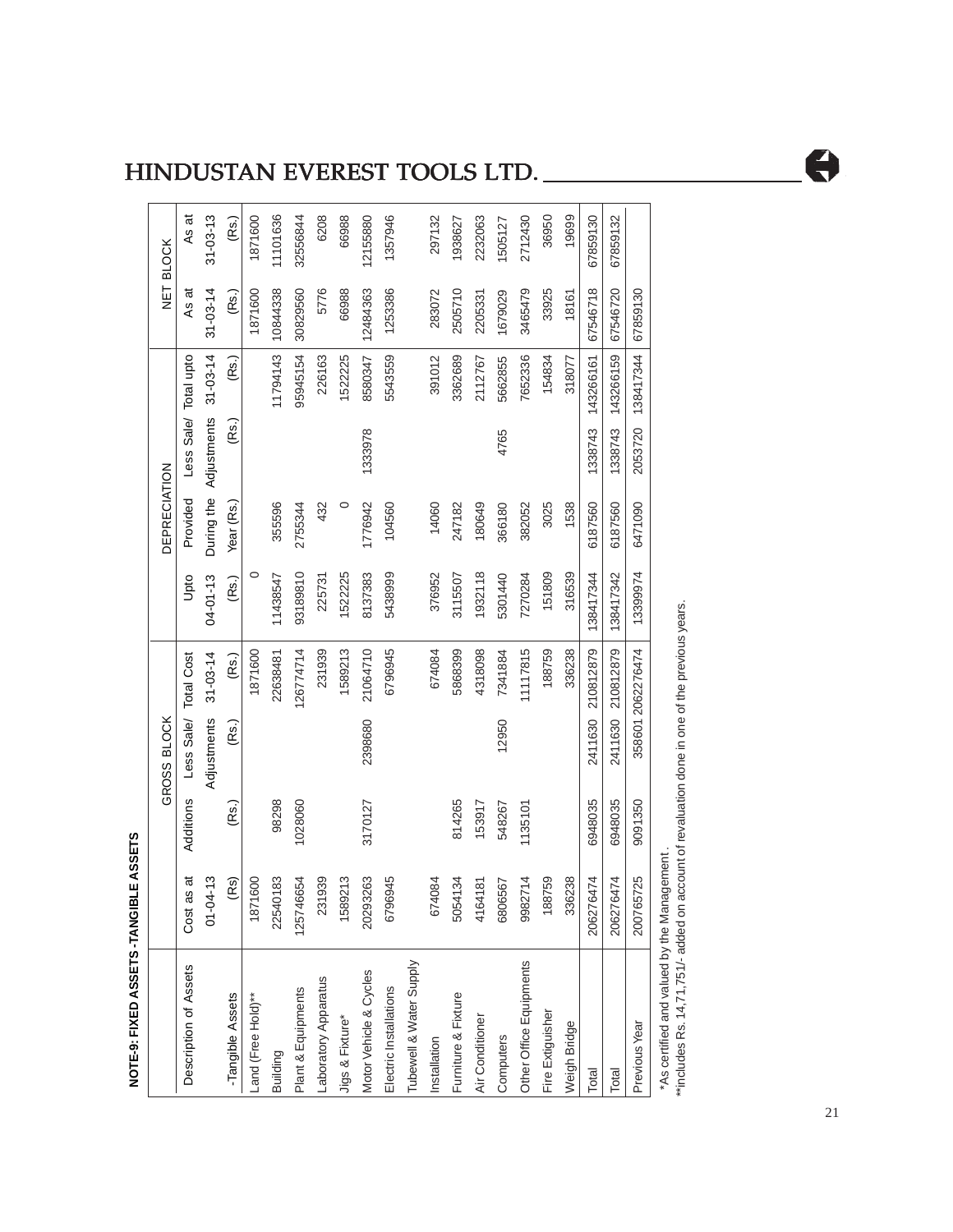**NOTE-9: FIXED ASSETS -TANGIBLE ASSETS**

| Description of Assets | GROSS BLOCK | | | | DEPRECIATION | | | | NET BLOCK | |
|---|---|---|---|---|---|---|---|---|---|---|
| | Cost as at 01-04-13 | Additions | Less Sale/ Adjustments | Total Cost 31-03-14 | Upto 04-01-13 | Provided During the Year (Rs.) | Less Sale/ Adjustments | Total upto 31-03-14 | As at 31-03-14 | As at 31-03-13 |
| -Tangible Assets | (Rs) | (Rs.) | (Rs.) | (Rs.) | (Rs.) | | (Rs.) | (Rs.) | (Rs.) | (Rs.) |
| Land (Free Hold)** | 1871600 | | | 1871600 | 0 | | | | 1871600 | 1871600 |
| Building | 22540183 | 98298 | | 22638481 | 11438547 | 355596 | | 11794143 | 10844338 | 11101636 |
| Plant & Equipments | 125746654 | 1028060 | | 126774714 | 93189810 | 2755344 | | 95945154 | 30829560 | 32556844 |
| Laboratory Apparatus | 231939 | | | 231939 | 225731 | 432 | | 226163 | 5776 | 6208 |
| Jigs & Fixture* | 1589213 | | | 1589213 | 1522225 | 0 | | 1522225 | 66988 | 66988 |
| Motor Vehicle & Cycles | 20293263 | 3170127 | 2398680 | 21064710 | 8137383 | 1776942 | 1333978 | 8580347 | 12484363 | 12155880 |
| Electric Installations | 6796945 | | | 6796945 | 5438999 | 104560 | | 5543559 | 1253386 | 1357946 |
| Tubewell & Water Supply Installation | 674084 | | | 674084 | 376952 | 14060 | | 391012 | 283072 | 297132 |
| Furniture & Fixture | 5054134 | 814265 | | 5868399 | 3115507 | 247182 | | 3362689 | 2505710 | 1938627 |
| Air Conditioner | 4164181 | 153917 | | 4318098 | 1932118 | 180649 | | 2112767 | 2205331 | 2232063 |
| Computers | 6806567 | 548267 | 12950 | 7341884 | 5301440 | 366180 | 4765 | 5662855 | 1679029 | 1505127 |
| Other Office Equipments | 9982714 | 1135101 | | 11117815 | 7270284 | 382052 | | 7652336 | 3465479 | 2712430 |
| Fire Extiguisher | 188759 | | | 188759 | 151809 | 3025 | | 154834 | 33925 | 36950 |
| Weigh Bridge | 336238 | | | 336238 | 316539 | 1538 | | 318077 | 18161 | 19699 |
| Total | 206276474 | 6948035 | 2411630 | 210812879 | 138417344 | 6187560 | 1338743 | 143266161 | 67546718 | 67859130 |
| Total | 206276474 | 6948035 | 2411630 | 210812879 | 138417342 | 6187560 | 1338743 | 143266159 | 67546720 | 67859132 |
| Previous Year | 200765725 | 9091350 | 358601 | 2062276474 | 133999974 | 6471090 | 2053720 | 138417344 | 67859130 | |

*As certified and valued by the Management.

**includes Rs. 14,71,751/- added on account of revaluation done in one of the previous years.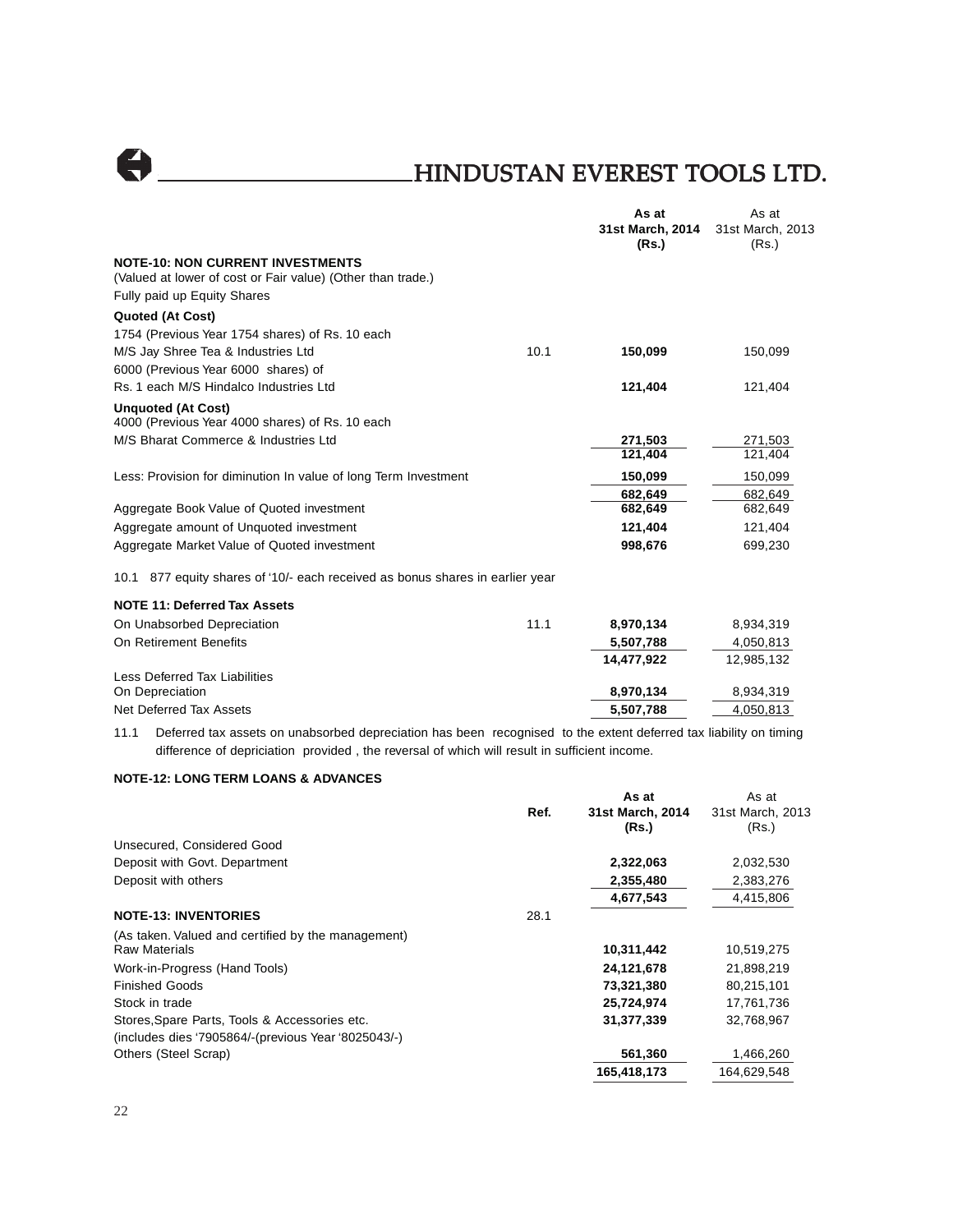| | | As at 31st March, 2014 (Rs.) | As at 31st March, 2013 (Rs.) |
|---|---|---|---|
| **NOTE-10: NON CURRENT INVESTMENTS** | | | |
| (Valued at lower of cost or Fair value) (Other than trade.) | | | |
| Fully paid up Equity Shares | | | |
| **Quoted (At Cost)** | | | |
| 1754 (Previous Year 1754 shares) of Rs. 10 each M/S Jay Shree Tea & Industries Ltd | 10.1 | **150,099** | 150,099 |
| 6000 (Previous Year 6000 shares) of Rs. 1 each M/S Hindalco Industries Ltd | | **121,404** | 121,404 |
| **Unquoted (At Cost)** | | | |
| 4000 (Previous Year 4000 shares) of Rs. 10 each M/S Bharat Commerce & Industries Ltd | | **271,503** | 271,503 |
| | | **121,404** | 121,404 |
| Less: Provision for diminution In value of long Term Investment | | **150,099** | 150,099 |
| | | **682,649** | 682,649 |
| Aggregate Book Value of Quoted investment | | **682,649** | 682,649 |
| Aggregate amount of Unquoted investment | | **121,404** | 121,404 |
| Aggregate Market Value of Quoted investment | | **998,676** | 699,230 |

10.1 877 equity shares of '10/- each received as bonus shares in earlier year

| | | | |
|---|---|---|---|
| **NOTE 11: Deferred Tax Assets** | | | |
| On Unabsorbed Depreciation | 11.1 | **8,970,134** | 8,934,319 |
| On Retirement Benefits | | **5,507,788** | 4,050,813 |
| | | **14,477,922** | 12,985,132 |
| Less Deferred Tax Liabilities | | | |
| On Depreciation | | **8,970,134** | 8,934,319 |
| Net Deferred Tax Assets | | **5,507,788** | 4,050,813 |

11.1 Deferred tax assets on unabsorbed depreciation has been recognised to the extent deferred tax liability on timing difference of depriciation provided , the reversal of which will result in sufficient income.

**NOTE-12: LONG TERM LOANS & ADVANCES**

| | Ref. | As at 31st March, 2014 (Rs.) | As at 31st March, 2013 (Rs.) |
|---|---|---|---|
| Unsecured, Considered Good | | | |
| Deposit with Govt. Department | | **2,322,063** | 2,032,530 |
| Deposit with others | | **2,355,480** | 2,383,276 |
| | | **4,677,543** | 4,415,806 |
| **NOTE-13: INVENTORIES** | 28.1 | | |
| (As taken. Valued and certified by the management) | | | |
| Raw Materials | | **10,311,442** | 10,519,275 |
| Work-in-Progress (Hand Tools) | | **24,121,678** | 21,898,219 |
| Finished Goods | | **73,321,380** | 80,215,101 |
| Stock in trade | | **25,724,974** | 17,761,736 |
| Stores,Spare Parts, Tools & Accessories etc. (includes dies '7905864/-(previous Year '8025043/-) | | **31,377,339** | 32,768,967 |
| Others (Steel Scrap) | | **561,360** | 1,466,260 |
| | | **165,418,173** | 164,629,548 |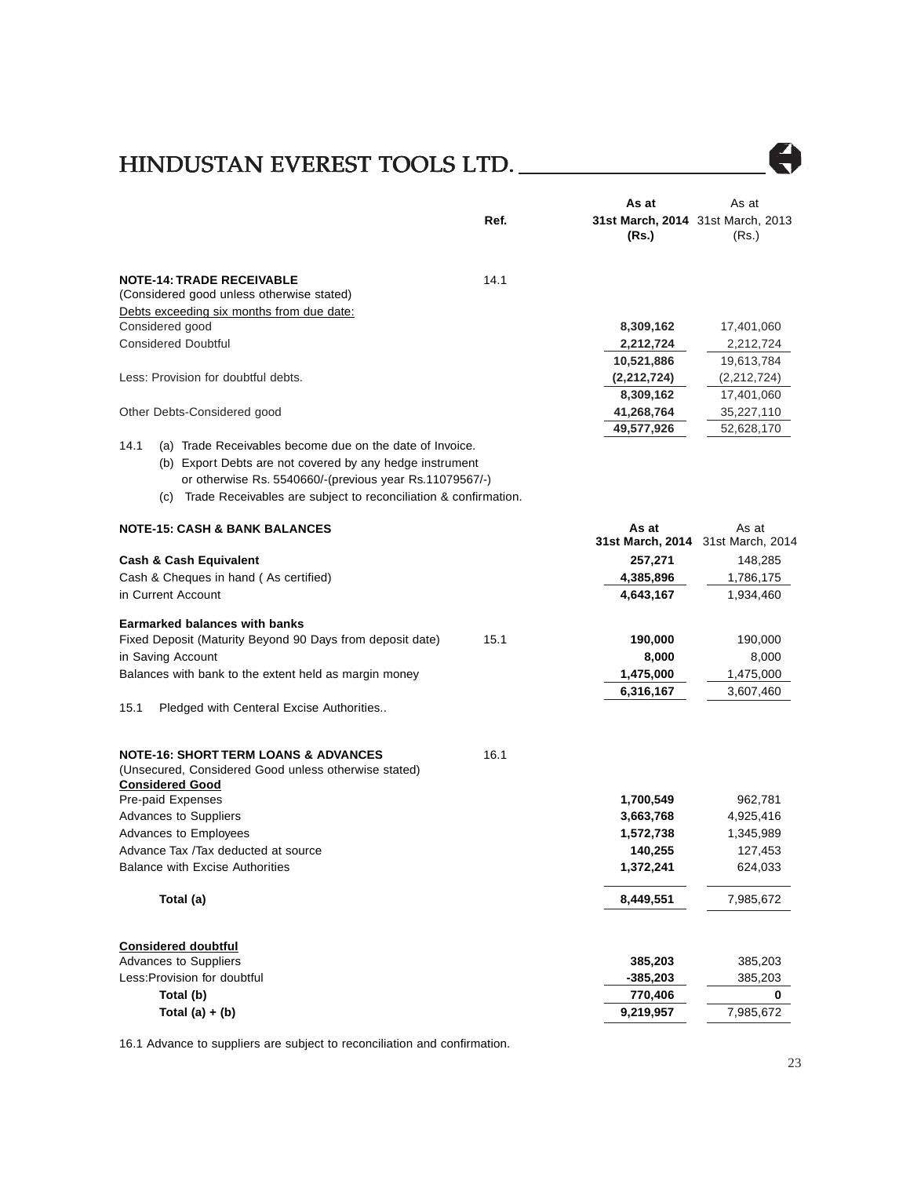| | Ref. | As at 31st March, 2014 (Rs.) | As at 31st March, 2013 (Rs.) |
|---|---|---|---|
| **NOTE-14: TRADE RECEIVABLE** | 14.1 | | |
| (Considered good unless otherwise stated) | | | |
| Debts exceeding six months from due date: | | | |
| Considered good | | **8,309,162** | 17,401,060 |
| Considered Doubtful | | **2,212,724** | 2,212,724 |
| | | **10,521,886** | 19,613,784 |
| Less: Provision for doubtful debts. | | **(2,212,724)** | (2,212,724) |
| | | **8,309,162** | 17,401,060 |
| Other Debts-Considered good | | **41,268,764** | 35,227,110 |
| | | **49,577,926** | 52,628,170 |

14.1 (a) Trade Receivables become due on the date of Invoice.
(b) Export Debts are not covered by any hedge instrument or otherwise Rs. 5540660/-(previous year Rs.11079567/-)
(c) Trade Receivables are subject to reconciliation & confirmation.

| **NOTE-15: CASH & BANK BALANCES** | | As at 31st March, 2014 | As at 31st March, 2014 |
|---|---|---|---|
| **Cash & Cash Equivalent** | | **257,271** | 148,285 |
| Cash & Cheques in hand ( As certified) | | **4,385,896** | 1,786,175 |
| in Current Account | | **4,643,167** | 1,934,460 |
| **Earmarked balances with banks** | | | |
| Fixed Deposit (Maturity Beyond 90 Days from deposit date) | 15.1 | **190,000** | 190,000 |
| in Saving Account | | **8,000** | 8,000 |
| Balances with bank to the extent held as margin money | | **1,475,000** | 1,475,000 |
| | | **6,316,167** | 3,607,460 |

15.1 Pledged with Centeral Excise Authorities..

| | Ref. | | |
|---|---|---|---|
| **NOTE-16: SHORT TERM LOANS & ADVANCES** | 16.1 | | |
| (Unsecured, Considered Good unless otherwise stated) | | | |
| **Considered Good** | | | |
| Pre-paid Expenses | | **1,700,549** | 962,781 |
| Advances to Suppliers | | **3,663,768** | 4,925,416 |
| Advances to Employees | | **1,572,738** | 1,345,989 |
| Advance Tax /Tax deducted at source | | **140,255** | 127,453 |
| Balance with Excise Authorities | | **1,372,241** | 624,033 |
| **Total (a)** | | **8,449,551** | 7,985,672 |
| **Considered doubtful** | | | |
| Advances to Suppliers | | **385,203** | 385,203 |
| Less:Provision for doubtful | | **-385,203** | 385,203 |
| **Total (b)** | | **770,406** | **0** |
| **Total (a) + (b)** | | **9,219,957** | 7,985,672 |

16.1 Advance to suppliers are subject to reconciliation and confirmation.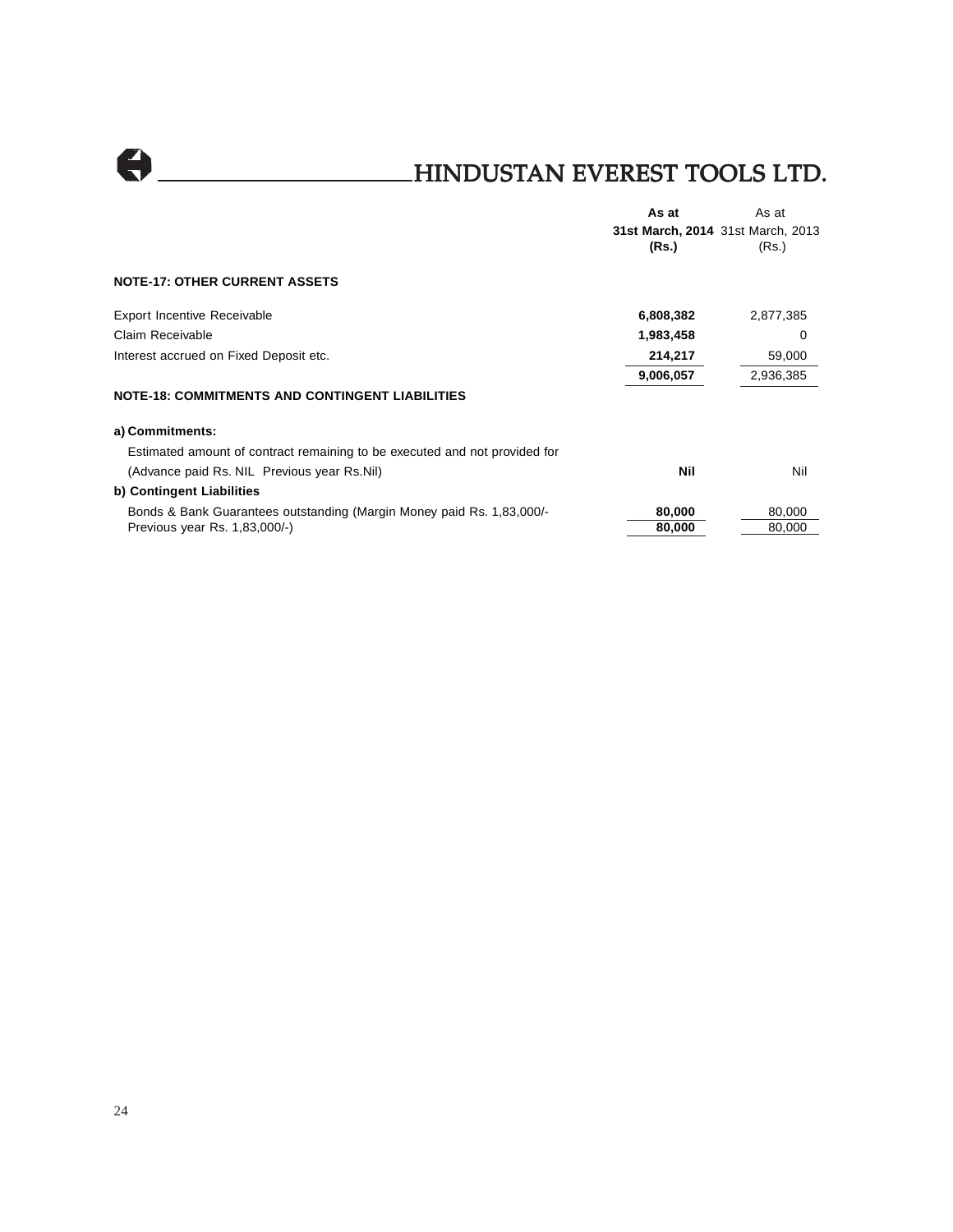| | As at 31st March, 2014 (Rs.) | As at 31st March, 2013 (Rs.) |
|---|---|---|
| **NOTE-17: OTHER CURRENT ASSETS** | | |
| Export Incentive Receivable | **6,808,382** | 2,877,385 |
| Claim Receivable | **1,983,458** | 0 |
| Interest accrued on Fixed Deposit etc. | **214,217** | 59,000 |
| | **9,006,057** | 2,936,385 |
| **NOTE-18: COMMITMENTS AND CONTINGENT LIABILITIES** | | |
| **a) Commitments:** | | |
| Estimated amount of contract remaining to be executed and not provided for (Advance paid Rs. NIL Previous year Rs.Nil) | **Nil** | Nil |
| **b) Contingent Liabilities** | | |
| Bonds & Bank Guarantees outstanding (Margin Money paid Rs. 1,83,000/- Previous year Rs. 1,83,000/-) | **80,000** | 80,000 |
| | **80,000** | 80,000 |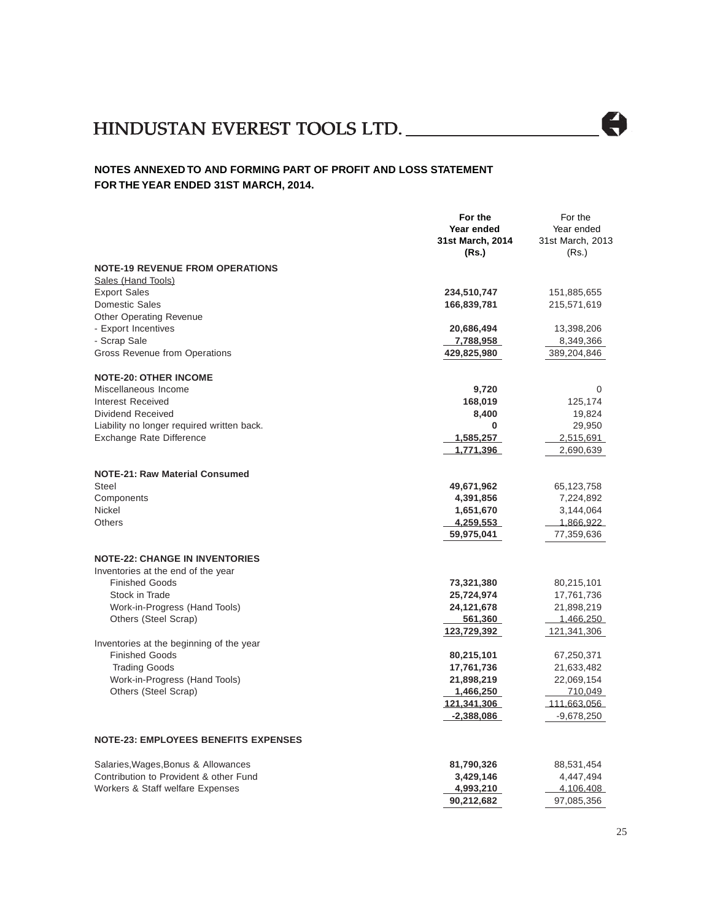HINDUSTAN EVEREST TOOLS LTD.

**NOTES ANNEXED TO AND FORMING PART OF PROFIT AND LOSS STATEMENT FOR THE YEAR ENDED 31ST MARCH, 2014.**

| | **For the Year ended 31st March, 2014 (Rs.)** | For the Year ended 31st March, 2013 (Rs.) |
|---|---|---|
| **NOTE-19 REVENUE FROM OPERATIONS** | | |
| Sales (Hand Tools) | | |
| Export Sales | **234,510,747** | 151,885,655 |
| Domestic Sales | **166,839,781** | 215,571,619 |
| Other Operating Revenue | | |
| - Export Incentives | **20,686,494** | 13,398,206 |
| - Scrap Sale | **7,788,958** | 8,349,366 |
| Gross Revenue from Operations | **429,825,980** | 389,204,846 |
| **NOTE-20: OTHER INCOME** | | |
| Miscellaneous Income | **9,720** | 0 |
| Interest Received | **168,019** | 125,174 |
| Dividend Received | **8,400** | 19,824 |
| Liability no longer required written back. | **0** | 29,950 |
| Exchange Rate Difference | **1,585,257** | 2,515,691 |
| | **1,771,396** | 2,690,639 |
| **NOTE-21: Raw Material Consumed** | | |
| Steel | **49,671,962** | 65,123,758 |
| Components | **4,391,856** | 7,224,892 |
| Nickel | **1,651,670** | 3,144,064 |
| Others | **4,259,553** | 1,866,922 |
| | **59,975,041** | 77,359,636 |
| **NOTE-22: CHANGE IN INVENTORIES** | | |
| Inventories at the end of the year | | |
| Finished Goods | **73,321,380** | 80,215,101 |
| Stock in Trade | **25,724,974** | 17,761,736 |
| Work-in-Progress (Hand Tools) | **24,121,678** | 21,898,219 |
| Others (Steel Scrap) | **561,360** | 1,466,250 |
| | **123,729,392** | 121,341,306 |
| Inventories at the beginning of the year | | |
| Finished Goods | **80,215,101** | 67,250,371 |
| Trading Goods | **17,761,736** | 21,633,482 |
| Work-in-Progress (Hand Tools) | **21,898,219** | 22,069,154 |
| Others (Steel Scrap) | **1,466,250** | 710,049 |
| | **121,341,306** | 111,663,056 |
| | **-2,388,086** | -9,678,250 |
| **NOTE-23: EMPLOYEES BENEFITS EXPENSES** | | |
| Salaries,Wages,Bonus & Allowances | **81,790,326** | 88,531,454 |
| Contribution to Provident & other Fund | **3,429,146** | 4,447,494 |
| Workers & Staff welfare Expenses | **4,993,210** | 4,106,408 |
| | **90,212,682** | 97,085,356 |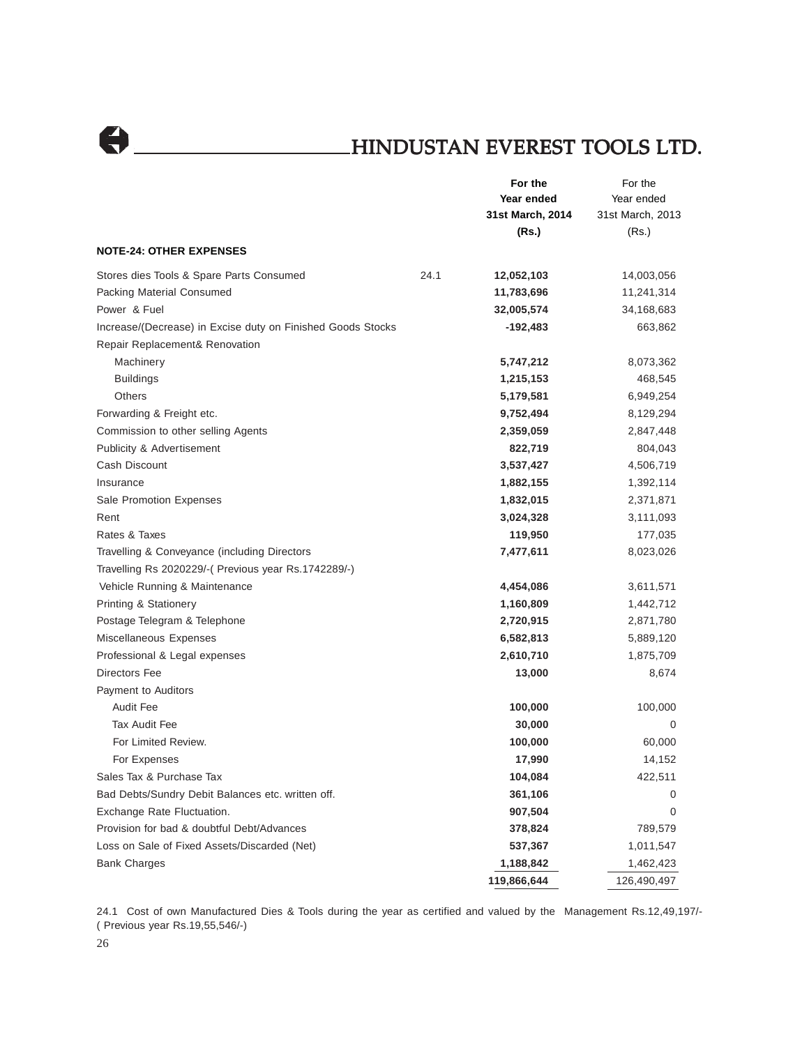| | | For the Year ended 31st March, 2014 (Rs.) | For the Year ended 31st March, 2013 (Rs.) |
|---|---|---|---|
| **NOTE-24: OTHER EXPENSES** | | | |
| Stores dies Tools & Spare Parts Consumed | 24.1 | **12,052,103** | 14,003,056 |
| Packing Material Consumed | | **11,783,696** | 11,241,314 |
| Power & Fuel | | **32,005,574** | 34,168,683 |
| Increase/(Decrease) in Excise duty on Finished Goods Stocks | | **-192,483** | 663,862 |
| Repair Replacement& Renovation | | | |
| Machinery | | **5,747,212** | 8,073,362 |
| Buildings | | **1,215,153** | 468,545 |
| Others | | **5,179,581** | 6,949,254 |
| Forwarding & Freight etc. | | **9,752,494** | 8,129,294 |
| Commission to other selling Agents | | **2,359,059** | 2,847,448 |
| Publicity & Advertisement | | **822,719** | 804,043 |
| Cash Discount | | **3,537,427** | 4,506,719 |
| Insurance | | **1,882,155** | 1,392,114 |
| Sale Promotion Expenses | | **1,832,015** | 2,371,871 |
| Rent | | **3,024,328** | 3,111,093 |
| Rates & Taxes | | **119,950** | 177,035 |
| Travelling & Conveyance (including Directors Travelling Rs 2020229/-( Previous year Rs.1742289/-) | | **7,477,611** | 8,023,026 |
| Vehicle Running & Maintenance | | **4,454,086** | 3,611,571 |
| Printing & Stationery | | **1,160,809** | 1,442,712 |
| Postage Telegram & Telephone | | **2,720,915** | 2,871,780 |
| Miscellaneous Expenses | | **6,582,813** | 5,889,120 |
| Professional & Legal expenses | | **2,610,710** | 1,875,709 |
| Directors Fee | | **13,000** | 8,674 |
| Payment to Auditors | | | |
| Audit Fee | | **100,000** | 100,000 |
| Tax Audit Fee | | **30,000** | 0 |
| For Limited Review. | | **100,000** | 60,000 |
| For Expenses | | **17,990** | 14,152 |
| Sales Tax & Purchase Tax | | **104,084** | 422,511 |
| Bad Debts/Sundry Debit Balances etc. written off. | | **361,106** | 0 |
| Exchange Rate Fluctuation. | | **907,504** | 0 |
| Provision for bad & doubtful Debt/Advances | | **378,824** | 789,579 |
| Loss on Sale of Fixed Assets/Discarded (Net) | | **537,367** | 1,011,547 |
| Bank Charges | | **1,188,842** | 1,462,423 |
| | | 119,866,644 | 126,490,497 |

24.1 Cost of own Manufactured Dies & Tools during the year as certified and valued by the Management Rs.12,49,197/- ( Previous year Rs.19,55,546/-)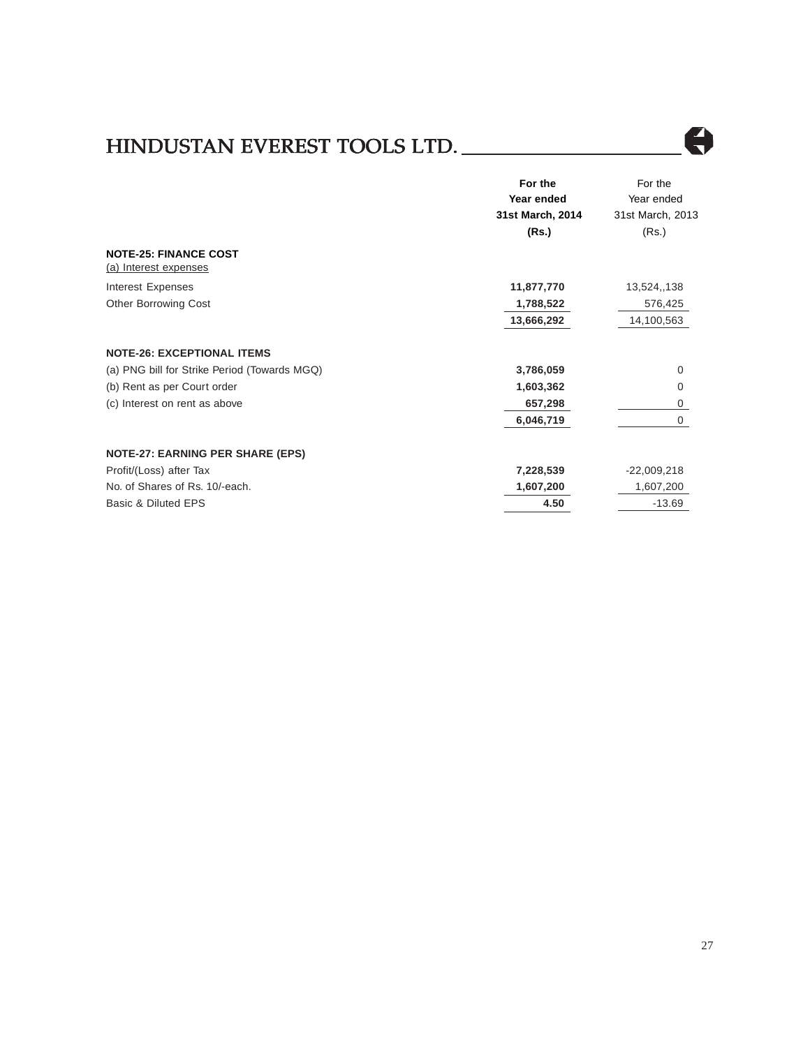| | For the Year ended 31st March, 2014 (Rs.) | For the Year ended 31st March, 2013 (Rs.) |
|---|---|---|
| **NOTE-25: FINANCE COST** | | |
| (a) Interest expenses | | |
| Interest Expenses | **11,877,770** | 13,524,,138 |
| Other Borrowing Cost | **1,788,522** | 576,425 |
| | **13,666,292** | 14,100,563 |
| **NOTE-26: EXCEPTIONAL ITEMS** | | |
| (a) PNG bill for Strike Period (Towards MGQ) | **3,786,059** | 0 |
| (b) Rent as per Court order | **1,603,362** | 0 |
| (c) Interest on rent as above | **657,298** | 0 |
| | **6,046,719** | 0 |
| **NOTE-27: EARNING PER SHARE (EPS)** | | |
| Profit/(Loss) after Tax | **7,228,539** | -22,009,218 |
| No. of Shares of Rs. 10/-each. | **1,607,200** | 1,607,200 |
| Basic & Diluted EPS | **4.50** | -13.69 |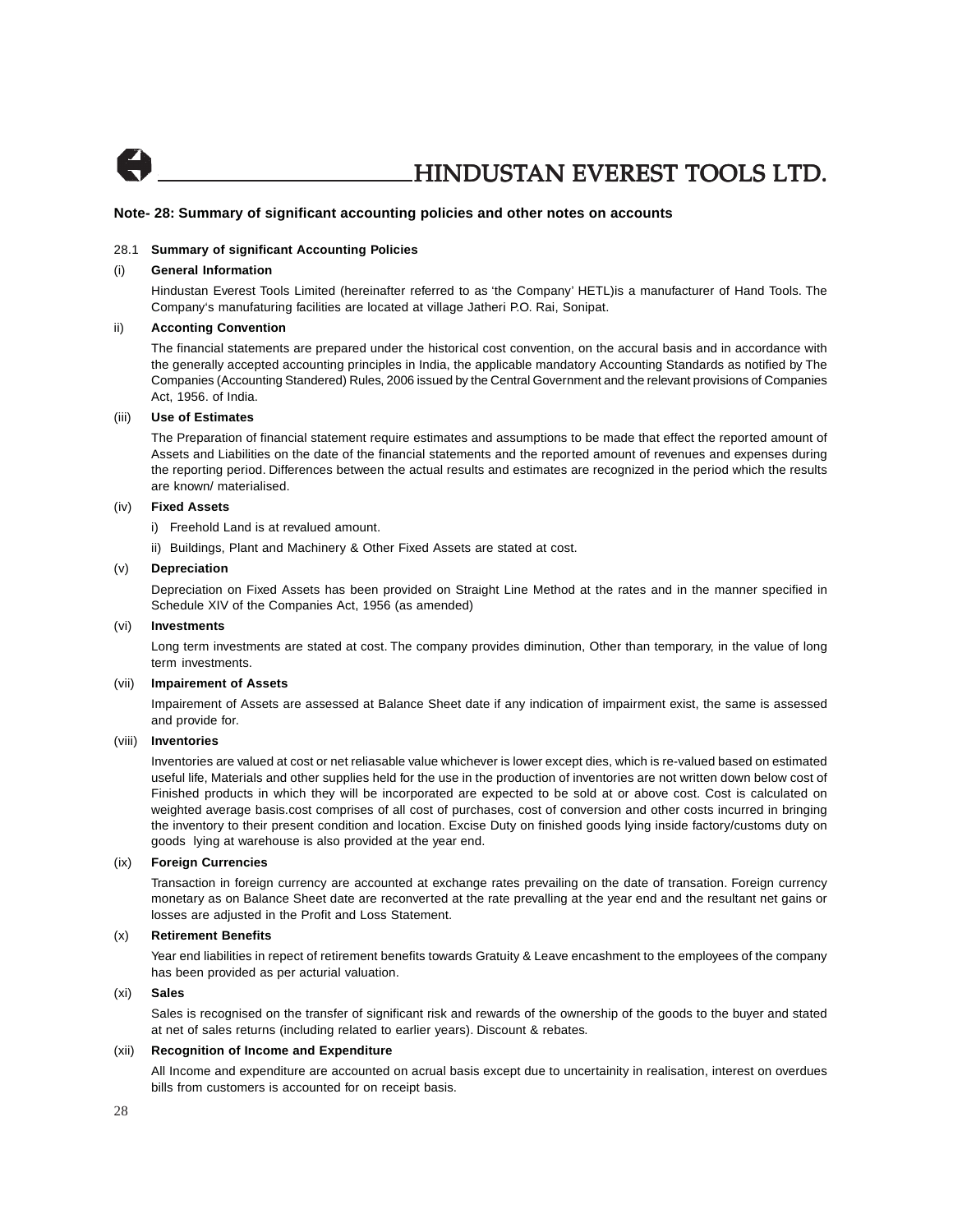## Note- 28: Summary of significant accounting policies and other notes on accounts

28.1 **Summary of significant Accounting Policies**

(i) **General Information**

Hindustan Everest Tools Limited (hereinafter referred to as 'the Company' HETL)is a manufacturer of Hand Tools. The Company's manufaturing facilities are located at village Jatheri P.O. Rai, Sonipat.

ii) **Acconting Convention**

The financial statements are prepared under the historical cost convention, on the accural basis and in accordance with the generally accepted accounting principles in India, the applicable mandatory Accounting Standards as notified by The Companies (Accounting Standered) Rules, 2006 issued by the Central Government and the relevant provisions of Companies Act, 1956. of India.

(iii) **Use of Estimates**

The Preparation of financial statement require estimates and assumptions to be made that effect the reported amount of Assets and Liabilities on the date of the financial statements and the reported amount of revenues and expenses during the reporting period. Differences between the actual results and estimates are recognized in the period which the results are known/ materialised.

(iv) **Fixed Assets**

i) Freehold Land is at revalued amount.

ii) Buildings, Plant and Machinery & Other Fixed Assets are stated at cost.

(v) **Depreciation**

Depreciation on Fixed Assets has been provided on Straight Line Method at the rates and in the manner specified in Schedule XIV of the Companies Act, 1956 (as amended)

(vi) **Investments**

Long term investments are stated at cost. The company provides diminution, Other than temporary, in the value of long term investments.

(vii) **Impairement of Assets**

Impairement of Assets are assessed at Balance Sheet date if any indication of impairment exist, the same is assessed and provide for.

(viii) **Inventories**

Inventories are valued at cost or net reliasable value whichever is lower except dies, which is re-valued based on estimated useful life, Materials and other supplies held for the use in the production of inventories are not written down below cost of Finished products in which they will be incorporated are expected to be sold at or above cost. Cost is calculated on weighted average basis.cost comprises of all cost of purchases, cost of conversion and other costs incurred in bringing the inventory to their present condition and location. Excise Duty on finished goods lying inside factory/customs duty on goods lying at warehouse is also provided at the year end.

(ix) **Foreign Currencies**

Transaction in foreign currency are accounted at exchange rates prevailing on the date of transation. Foreign currency monetary as on Balance Sheet date are reconverted at the rate prevalling at the year end and the resultant net gains or losses are adjusted in the Profit and Loss Statement.

(x) **Retirement Benefits**

Year end liabilities in repect of retirement benefits towards Gratuity & Leave encashment to the employees of the company has been provided as per acturial valuation.

(xi) **Sales**

Sales is recognised on the transfer of significant risk and rewards of the ownership of the goods to the buyer and stated at net of sales returns (including related to earlier years). Discount & rebates.

(xii) **Recognition of Income and Expenditure**

All Income and expenditure are accounted on acrual basis except due to uncertainity in realisation, interest on overdues bills from customers is accounted for on receipt basis.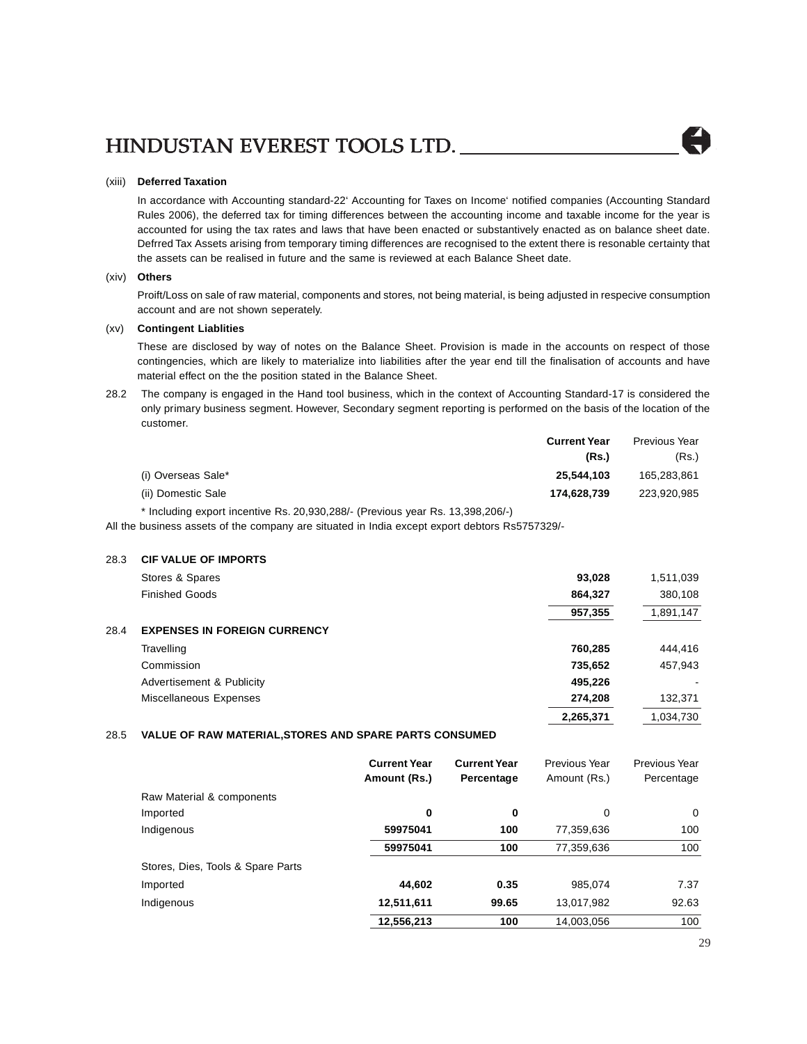(xiii) **Deferred Taxation**

In accordance with Accounting standard-22' Accounting for Taxes on Income' notified companies (Accounting Standard Rules 2006), the deferred tax for timing differences between the accounting income and taxable income for the year is accounted for using the tax rates and laws that have been enacted or substantively enacted as on balance sheet date. Defrred Tax Assets arising from temporary timing differences are recognised to the extent there is resonable certainty that the assets can be realised in future and the same is reviewed at each Balance Sheet date.

(xiv) **Others**

Proift/Loss on sale of raw material, components and stores, not being material, is being adjusted in respecive consumption account and are not shown seperately.

(xv) **Contingent Liablities**

These are disclosed by way of notes on the Balance Sheet. Provision is made in the accounts on respect of those contingencies, which are likely to materialize into liabilities after the year end till the finalisation of accounts and have material effect on the the position stated in the Balance Sheet.

28.2 The company is engaged in the Hand tool business, which in the context of Accounting Standard-17 is considered the only primary business segment. However, Secondary segment reporting is performed on the basis of the location of the customer.

| | **Current Year (Rs.)** | Previous Year (Rs.) |
|---|---|---|
| (i) Overseas Sale* | **25,544,103** | 165,283,861 |
| (ii) Domestic Sale | **174,628,739** | 223,920,985 |

\* Including export incentive Rs. 20,930,288/- (Previous year Rs. 13,398,206/-)

All the business assets of the company are situated in India except export debtors Rs5757329/-

| | | **Current Year** | Previous Year |
|---|---|---|---|
| 28.3 | **CIF VALUE OF IMPORTS** | | |
| | Stores & Spares | **93,028** | 1,511,039 |
| | Finished Goods | **864,327** | 380,108 |
| | | **957,355** | 1,891,147 |
| 28.4 | **EXPENSES IN FOREIGN CURRENCY** | | |
| | Travelling | **760,285** | 444,416 |
| | Commission | **735,652** | 457,943 |
| | Advertisement & Publicity | **495,226** | - |
| | Miscellaneous Expenses | **274,208** | 132,371 |
| | | **2,265,371** | 1,034,730 |

28.5 **VALUE OF RAW MATERIAL,STORES AND SPARE PARTS CONSUMED**

| | **Current Year Amount (Rs.)** | **Current Year Percentage** | Previous Year Amount (Rs.) | Previous Year Percentage |
|---|---|---|---|---|
| Raw Material & components | | | | |
| Imported | **0** | **0** | 0 | 0 |
| Indigenous | **59975041** | **100** | 77,359,636 | 100 |
| | **59975041** | **100** | 77,359,636 | 100 |
| Stores, Dies, Tools & Spare Parts | | | | |
| Imported | **44,602** | **0.35** | 985,074 | 7.37 |
| Indigenous | **12,511,611** | **99.65** | 13,017,982 | 92.63 |
| | **12,556,213** | **100** | 14,003,056 | 100 |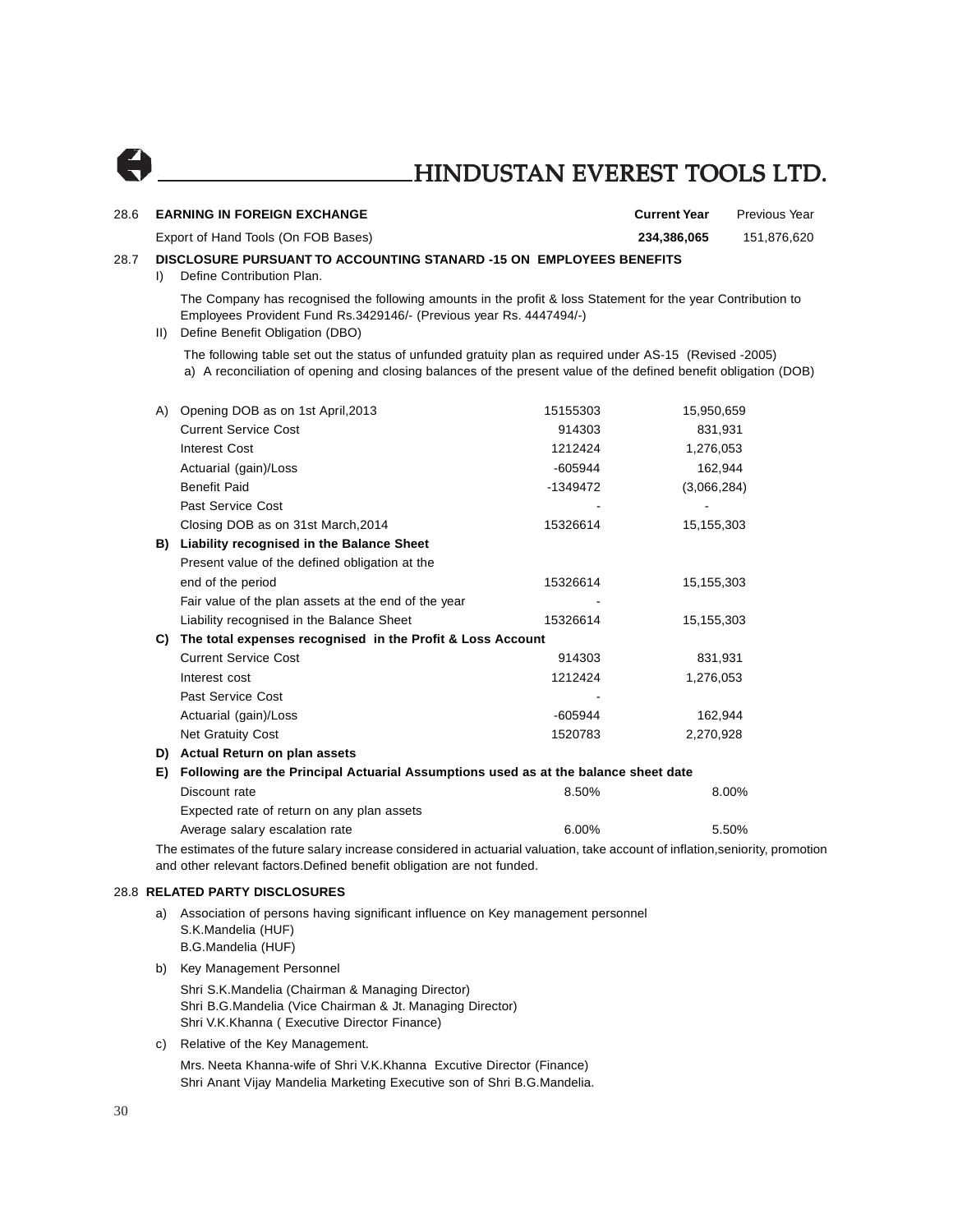28.6 **EARNING IN FOREIGN EXCHANGE**

| | **Current Year** | Previous Year |
|---|---|---|
| Export of Hand Tools (On FOB Bases) | **234,386,065** | 151,876,620 |

28.7 **DISCLOSURE PURSUANT TO ACCOUNTING STANARD -15 ON EMPLOYEES BENEFITS**

I) Define Contribution Plan.

The Company has recognised the following amounts in the profit & loss Statement for the year Contribution to Employees Provident Fund Rs.3429146/- (Previous year Rs. 4447494/-)

II) Define Benefit Obligation (DBO)

The following table set out the status of unfunded gratuity plan as required under AS-15 (Revised -2005)

a) A reconciliation of opening and closing balances of the present value of the defined benefit obligation (DOB)

| | | | |
|---|---|---|---|
| A) | Opening DOB as on 1st April,2013 | 15155303 | 15,950,659 |
| | Current Service Cost | 914303 | 831,931 |
| | Interest Cost | 1212424 | 1,276,053 |
| | Actuarial (gain)/Loss | -605944 | 162,944 |
| | Benefit Paid | -1349472 | (3,066,284) |
| | Past Service Cost | - | - |
| | Closing DOB as on 31st March,2014 | 15326614 | 15,155,303 |
| **B)** | **Liability recognised in the Balance Sheet** | | |
| | Present value of the defined obligation at the end of the period | 15326614 | 15,155,303 |
| | Fair value of the plan assets at the end of the year | - | |
| | Liability recognised in the Balance Sheet | 15326614 | 15,155,303 |
| **C)** | **The total expenses recognised in the Profit & Loss Account** | | |
| | Current Service Cost | 914303 | 831,931 |
| | Interest cost | 1212424 | 1,276,053 |
| | Past Service Cost | - | |
| | Actuarial (gain)/Loss | -605944 | 162,944 |
| | Net Gratuity Cost | 1520783 | 2,270,928 |
| **D)** | **Actual Return on plan assets** | | |
| **E)** | **Following are the Principal Actuarial Assumptions used as at the balance sheet date** | | |
| | Discount rate | 8.50% | 8.00% |
| | Expected rate of return on any plan assets | | |
| | Average salary escalation rate | 6.00% | 5.50% |

The estimates of the future salary increase considered in actuarial valuation, take account of inflation,seniority, promotion and other relevant factors.Defined benefit obligation are not funded.

28.8 **RELATED PARTY DISCLOSURES**

a) Association of persons having significant influence on Key management personnel
S.K.Mandelia (HUF)
B.G.Mandelia (HUF)

b) Key Management Personnel

Shri S.K.Mandelia (Chairman & Managing Director)
Shri B.G.Mandelia (Vice Chairman & Jt. Managing Director)
Shri V.K.Khanna ( Executive Director Finance)

c) Relative of the Key Management.

Mrs. Neeta Khanna-wife of Shri V.K.Khanna Excutive Director (Finance)
Shri Anant Vijay Mandelia Marketing Executive son of Shri B.G.Mandelia.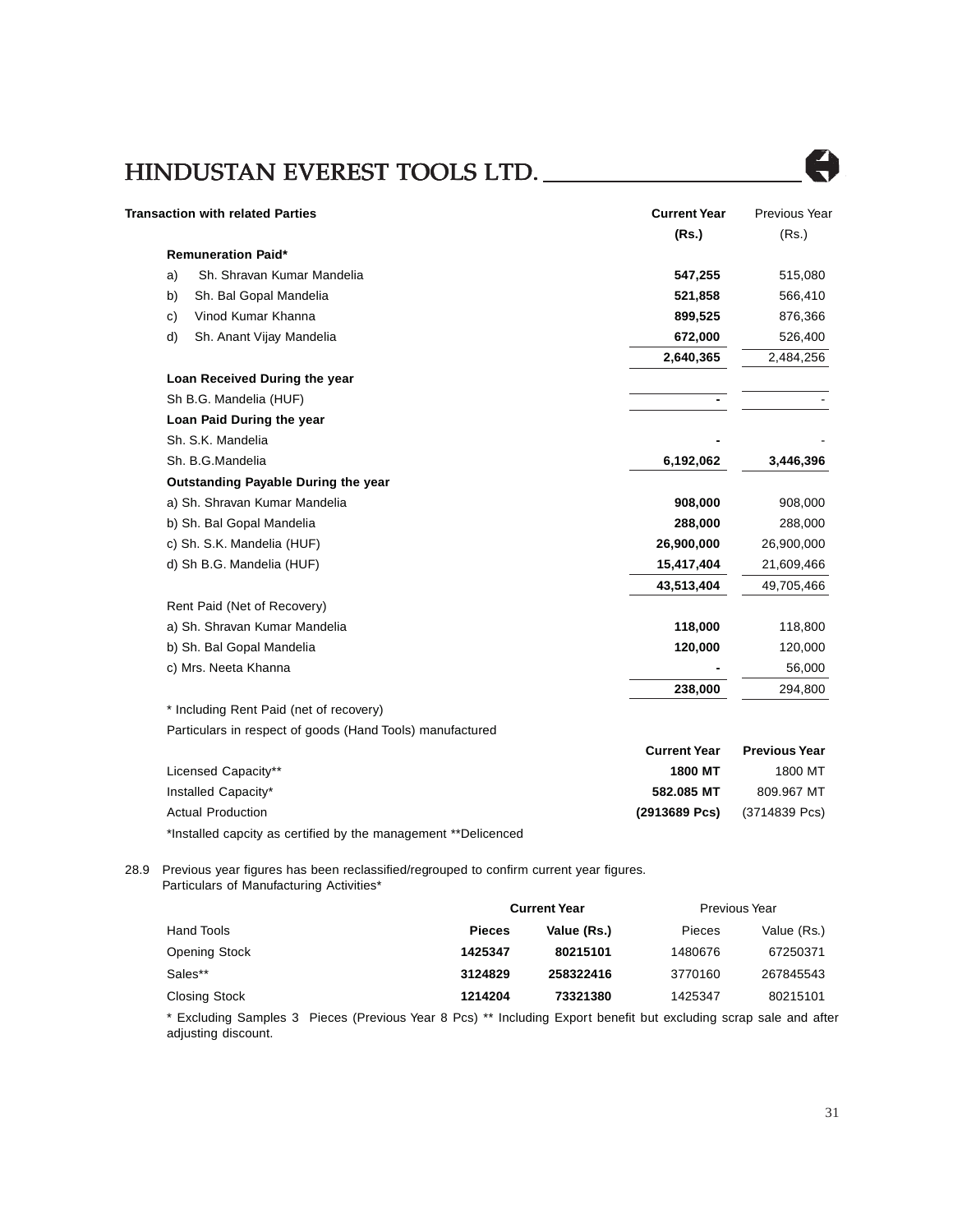| **Transaction with related Parties** | **Current Year (Rs.)** | Previous Year (Rs.) |
|---|---|---|
| **Remuneration Paid*** | | |
| a) Sh. Shravan Kumar Mandelia | **547,255** | 515,080 |
| b) Sh. Bal Gopal Mandelia | **521,858** | 566,410 |
| c) Vinod Kumar Khanna | **899,525** | 876,366 |
| d) Sh. Anant Vijay Mandelia | **672,000** | 526,400 |
| | **2,640,365** | 2,484,256 |
| **Loan Received During the year** | | |
| Sh B.G. Mandelia (HUF) | **-** | - |
| **Loan Paid During the year** | | |
| Sh. S.K. Mandelia | **-** | - |
| Sh. B.G.Mandelia | **6,192,062** | **3,446,396** |
| **Outstanding Payable During the year** | | |
| a) Sh. Shravan Kumar Mandelia | **908,000** | 908,000 |
| b) Sh. Bal Gopal Mandelia | **288,000** | 288,000 |
| c) Sh. S.K. Mandelia (HUF) | **26,900,000** | 26,900,000 |
| d) Sh B.G. Mandelia (HUF) | **15,417,404** | 21,609,466 |
| | **43,513,404** | 49,705,466 |
| Rent Paid (Net of Recovery) | | |
| a) Sh. Shravan Kumar Mandelia | **118,000** | 118,800 |
| b) Sh. Bal Gopal Mandelia | **120,000** | 120,000 |
| c) Mrs. Neeta Khanna | **-** | 56,000 |
| | **238,000** | 294,800 |

\* Including Rent Paid (net of recovery)

Particulars in respect of goods (Hand Tools) manufactured

| | **Current Year** | **Previous Year** |
|---|---|---|
| Licensed Capacity** | **1800 MT** | 1800 MT |
| Installed Capacity* | **582.085 MT** | 809.967 MT |
| Actual Production | **(2913689 Pcs)** | (3714839 Pcs) |

*Installed capcity as certified by the management **Delicenced

28.9 Previous year figures has been reclassified/regrouped to confirm current year figures.
Particulars of Manufacturing Activities*

| | **Current Year** | | Previous Year | |
|---|---|---|---|---|
| Hand Tools | **Pieces** | **Value (Rs.)** | Pieces | Value (Rs.) |
| Opening Stock | **1425347** | **80215101** | 1480676 | 67250371 |
| Sales** | **3124829** | **258322416** | 3770160 | 267845543 |
| Closing Stock | **1214204** | **73321380** | 1425347 | 80215101 |

\* Excluding Samples 3 Pieces (Previous Year 8 Pcs) ** Including Export benefit but excluding scrap sale and after adjusting discount.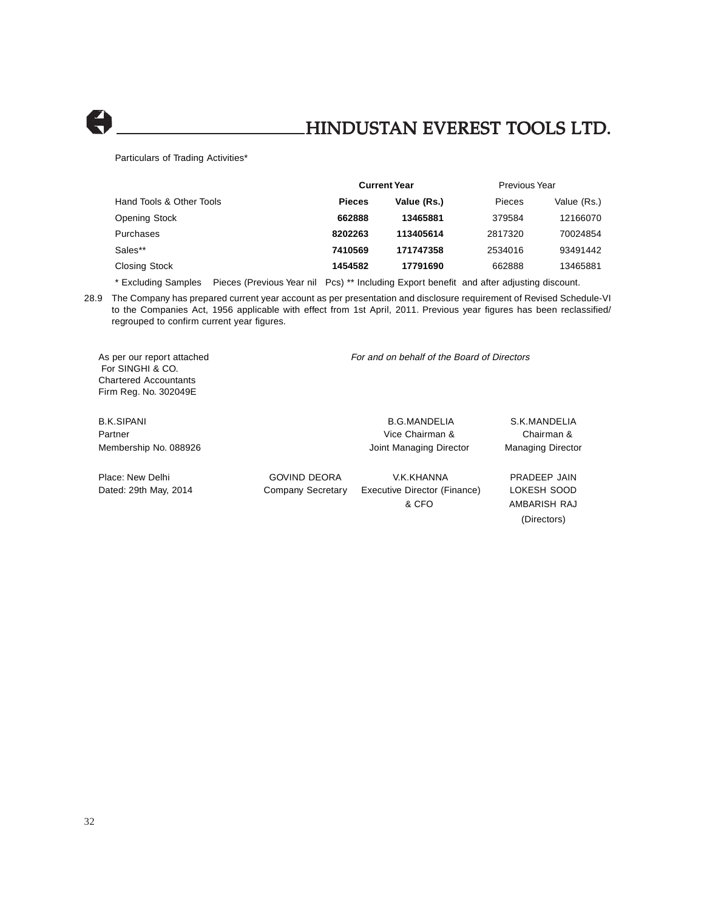Particulars of Trading Activities*

| | **Current Year** | | Previous Year | |
|---|---|---|---|---|
| Hand Tools & Other Tools | **Pieces** | **Value (Rs.)** | Pieces | Value (Rs.) |
| Opening Stock | **662888** | **13465881** | 379584 | 12166070 |
| Purchases | **8202263** | **113405614** | 2817320 | 70024854 |
| Sales** | **7410569** | **171747358** | 2534016 | 93491442 |
| Closing Stock | **1454582** | **17791690** | 662888 | 13465881 |

* Excluding Samples Pieces (Previous Year nil Pcs) ** Including Export benefit and after adjusting discount.

28.9 The Company has prepared current year account as per presentation and disclosure requirement of Revised Schedule-VI to the Companies Act, 1956 applicable with effect from 1st April, 2011. Previous year figures has been reclassified/ regrouped to confirm current year figures.

As per our report attached
For SINGHI & CO.
Chartered Accountants
Firm Reg. No. 302049E

*For and on behalf of the Board of Directors*

B.K.SIPANI
Partner
Membership No. 088926

B.G.MANDELIA
Vice Chairman &
Joint Managing Director

S.K.MANDELIA
Chairman &
Managing Director

Place: New Delhi
Dated: 29th May, 2014

GOVIND DEORA
Company Secretary

V.K.KHANNA
Executive Director (Finance)
& CFO

PRADEEP JAIN
LOKESH SOOD
AMBARISH RAJ
(Directors)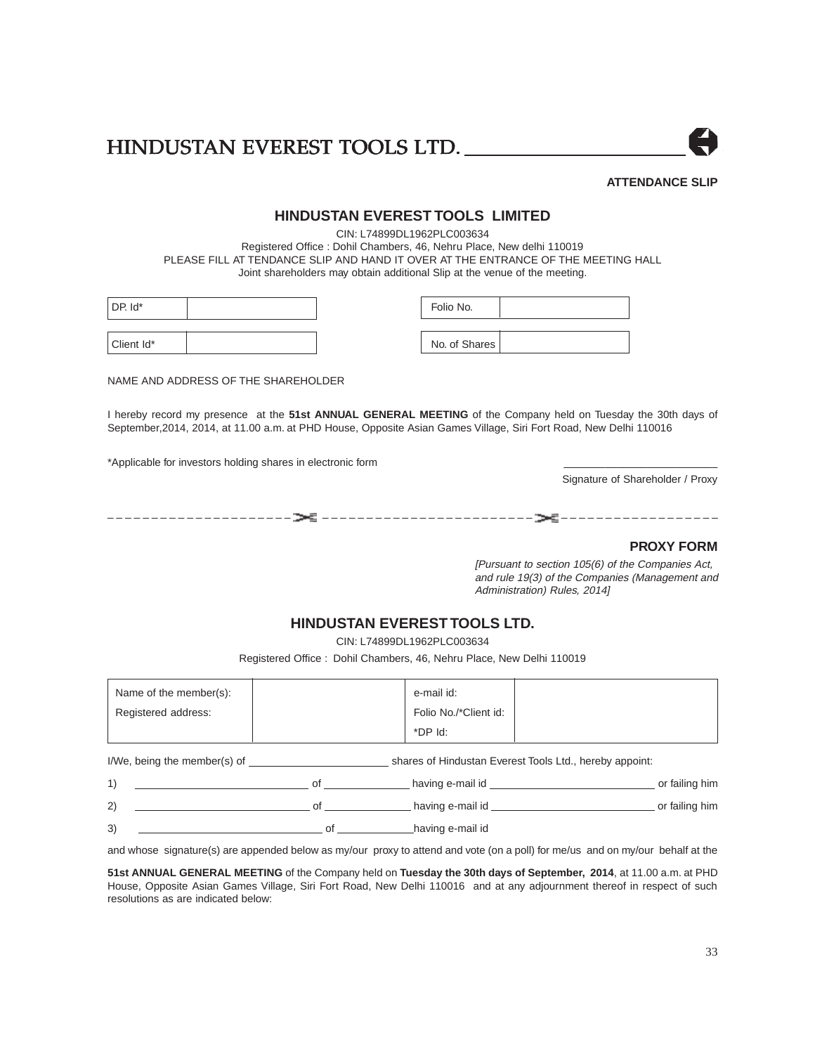HINDUSTAN EVEREST TOOLS LTD.

**ATTENDANCE SLIP**

## HINDUSTAN EVEREST TOOLS LIMITED

CIN: L74899DL1962PLC003634

Registered Office : Dohil Chambers, 46, Nehru Place, New delhi 110019

PLEASE FILL AT TENDANCE SLIP AND HAND IT OVER AT THE ENTRANCE OF THE MEETING HALL

Joint shareholders may obtain additional Slip at the venue of the meeting.

| DP. Id* | | Folio No. | |
|---|---|---|---|
| Client Id* | | No. of Shares | |

NAME AND ADDRESS OF THE SHAREHOLDER

I hereby record my presence at the **51st ANNUAL GENERAL MEETING** of the Company held on Tuesday the 30th days of September,2014, 2014, at 11.00 a.m. at PHD House, Opposite Asian Games Village, Siri Fort Road, New Delhi 110016

*Applicable for investors holding shares in electronic form

Signature of Shareholder / Proxy

---

**PROXY FORM**

*[Pursuant to section 105(6) of the Companies Act, and rule 19(3) of the Companies (Management and Administration) Rules, 2014]*

## HINDUSTAN EVEREST TOOLS LTD.

CIN: L74899DL1962PLC003634

Registered Office : Dohil Chambers, 46, Nehru Place, New Delhi 110019

| Name of the member(s): | | e-mail id: | |
|---|---|---|---|
| Registered address: | | Folio No./*Client id: | |
| | | *DP Id: | |

I/We, being the member(s) of ______________________ shares of Hindustan Everest Tools Ltd., hereby appoint:

1) ____________________________ of ______________ having e-mail id __________________________ or failing him

2) ____________________________ of ______________ having e-mail id __________________________ or failing him

3) ____________________________ of ______________ having e-mail id

and whose signature(s) are appended below as my/our proxy to attend and vote (on a poll) for me/us and on my/our behalf at the

**51st ANNUAL GENERAL MEETING** of the Company held on **Tuesday the 30th days of September, 2014**, at 11.00 a.m. at PHD House, Opposite Asian Games Village, Siri Fort Road, New Delhi 110016 and at any adjournment thereof in respect of such resolutions as are indicated below: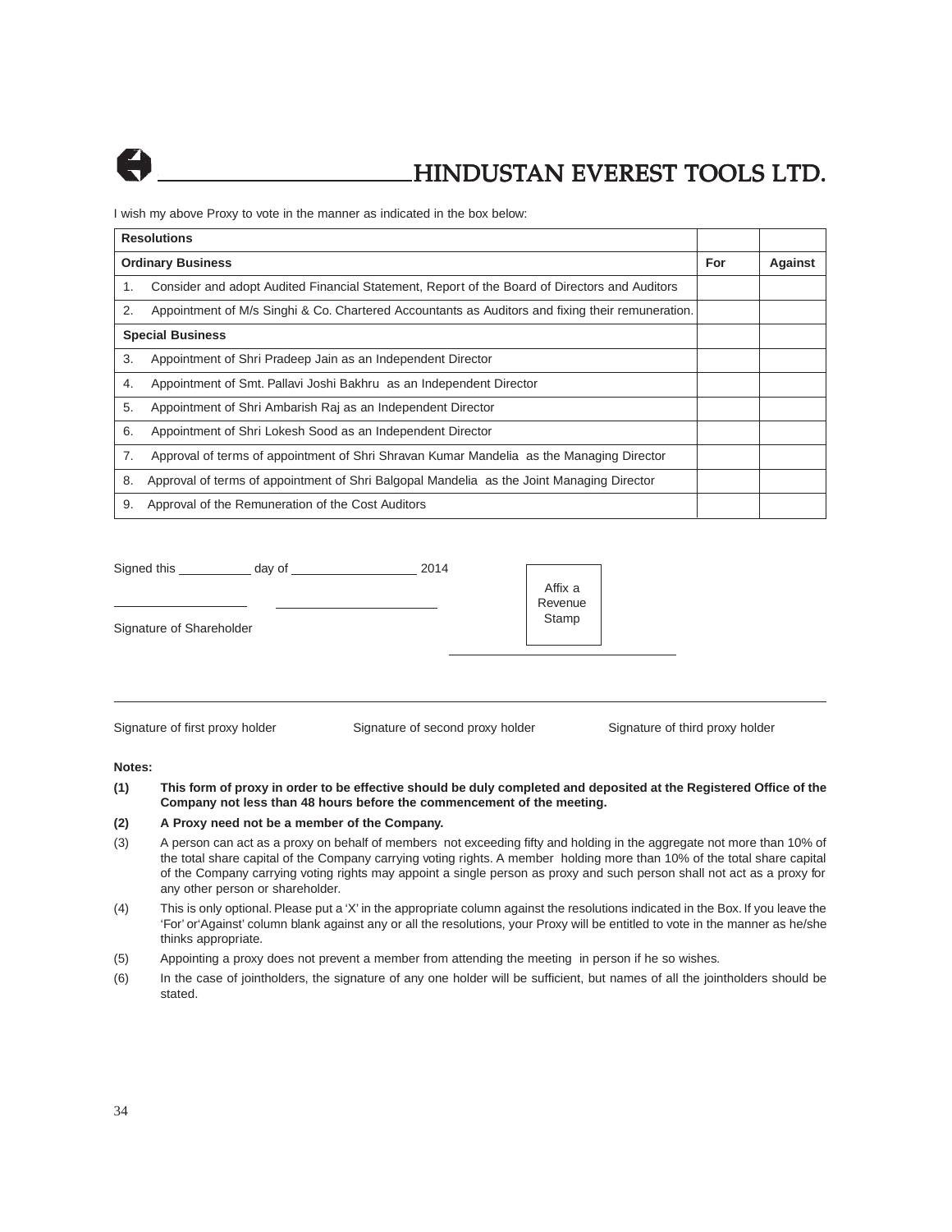# HINDUSTAN EVEREST TOOLS LTD.

I wish my above Proxy to vote in the manner as indicated in the box below:

| Resolutions | | |
|---|---|---|
| **Ordinary Business** | **For** | **Against** |
| 1. Consider and adopt Audited Financial Statement, Report of the Board of Directors and Auditors | | |
| 2. Appointment of M/s Singhi & Co. Chartered Accountants as Auditors and fixing their remuneration. | | |
| **Special Business** | | |
| 3. Appointment of Shri Pradeep Jain as an Independent Director | | |
| 4. Appointment of Smt. Pallavi Joshi Bakhru as an Independent Director | | |
| 5. Appointment of Shri Ambarish Raj as an Independent Director | | |
| 6. Appointment of Shri Lokesh Sood as an Independent Director | | |
| 7. Approval of terms of appointment of Shri Shravan Kumar Mandelia as the Managing Director | | |
| 8. Approval of terms of appointment of Shri Balgopal Mandelia as the Joint Managing Director | | |
| 9. Approval of the Remuneration of the Cost Auditors | | |

Signed this __________ day of ________________ 2014

Affix a Revenue Stamp

Signature of Shareholder

Signature of first proxy holder &nbsp;&nbsp;&nbsp; Signature of second proxy holder &nbsp;&nbsp;&nbsp; Signature of third proxy holder

**Notes:**

**(1) This form of proxy in order to be effective should be duly completed and deposited at the Registered Office of the Company not less than 48 hours before the commencement of the meeting.**

**(2) A Proxy need not be a member of the Company.**

(3) A person can act as a proxy on behalf of members not exceeding fifty and holding in the aggregate not more than 10% of the total share capital of the Company carrying voting rights. A member holding more than 10% of the total share capital of the Company carrying voting rights may appoint a single person as proxy and such person shall not act as a proxy for any other person or shareholder.

(4) This is only optional. Please put a 'X' in the appropriate column against the resolutions indicated in the Box. If you leave the 'For' or'Against' column blank against any or all the resolutions, your Proxy will be entitled to vote in the manner as he/she thinks appropriate.

(5) Appointing a proxy does not prevent a member from attending the meeting in person if he so wishes.

(6) In the case of jointholders, the signature of any one holder will be sufficient, but names of all the jointholders should be stated.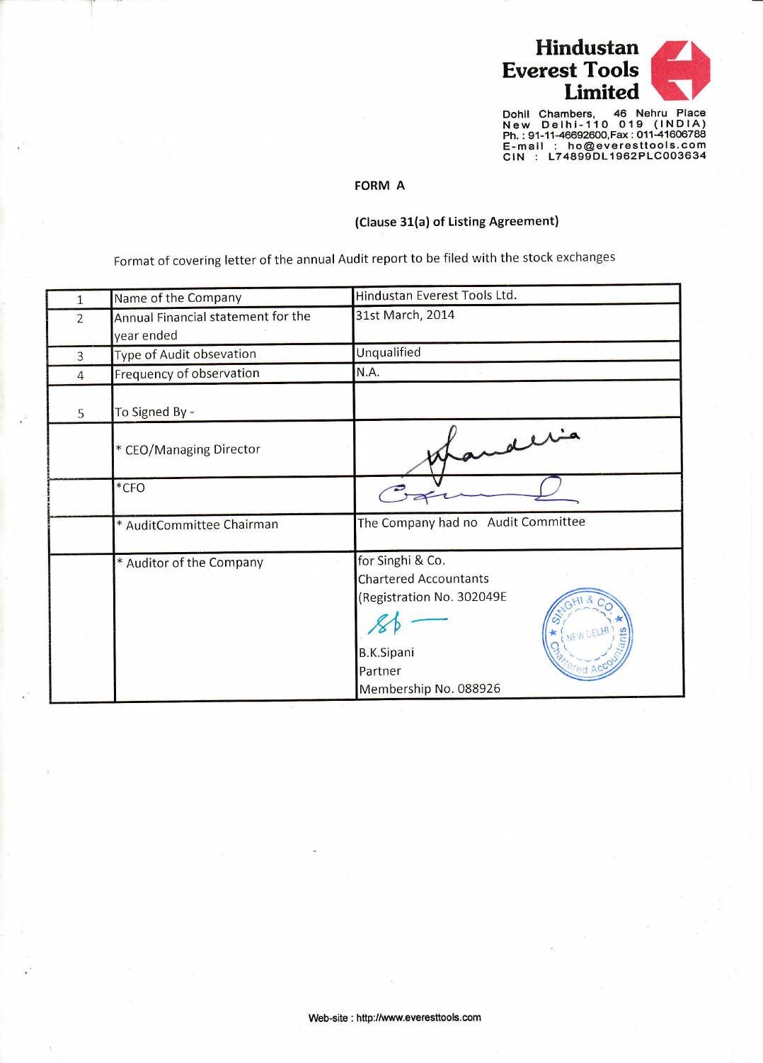**Hindustan Everest Tools Limited**

Dohil Chambers, 46 Nehru Place
New Delhi-110 019 (INDIA)
Ph. : 91-11-46692600, Fax : 011-41606788
E-mail : ho@everesttools.com
CIN : L74899DL1962PLC003634

## FORM A

**(Clause 31(a) of Listing Agreement)**

Format of covering letter of the annual Audit report to be filed with the stock exchanges

| | | |
|---|---|---|
| 1 | Name of the Company | Hindustan Everest Tools Ltd. |
| 2 | Annual Financial statement for the year ended | 31st March, 2014 |
| 3 | Type of Audit obsevation | Unqualified |
| 4 | Frequency of observation | N.A. |
| 5 | To Signed By - | |
| | * CEO/Managing Director | (Signed) |
| | *CFO | (Signed) |
| | * AuditCommittee Chairman | The Company had no Audit Committee |
| | * Auditor of the Company | for Singhi & Co.<br>Chartered Accountants<br>(Registration No. 302049E<br>(Signed)<br>B.K.Sipani<br>Partner<br>Membership No. 088926 |

Web-site : http://www.everesttools.com